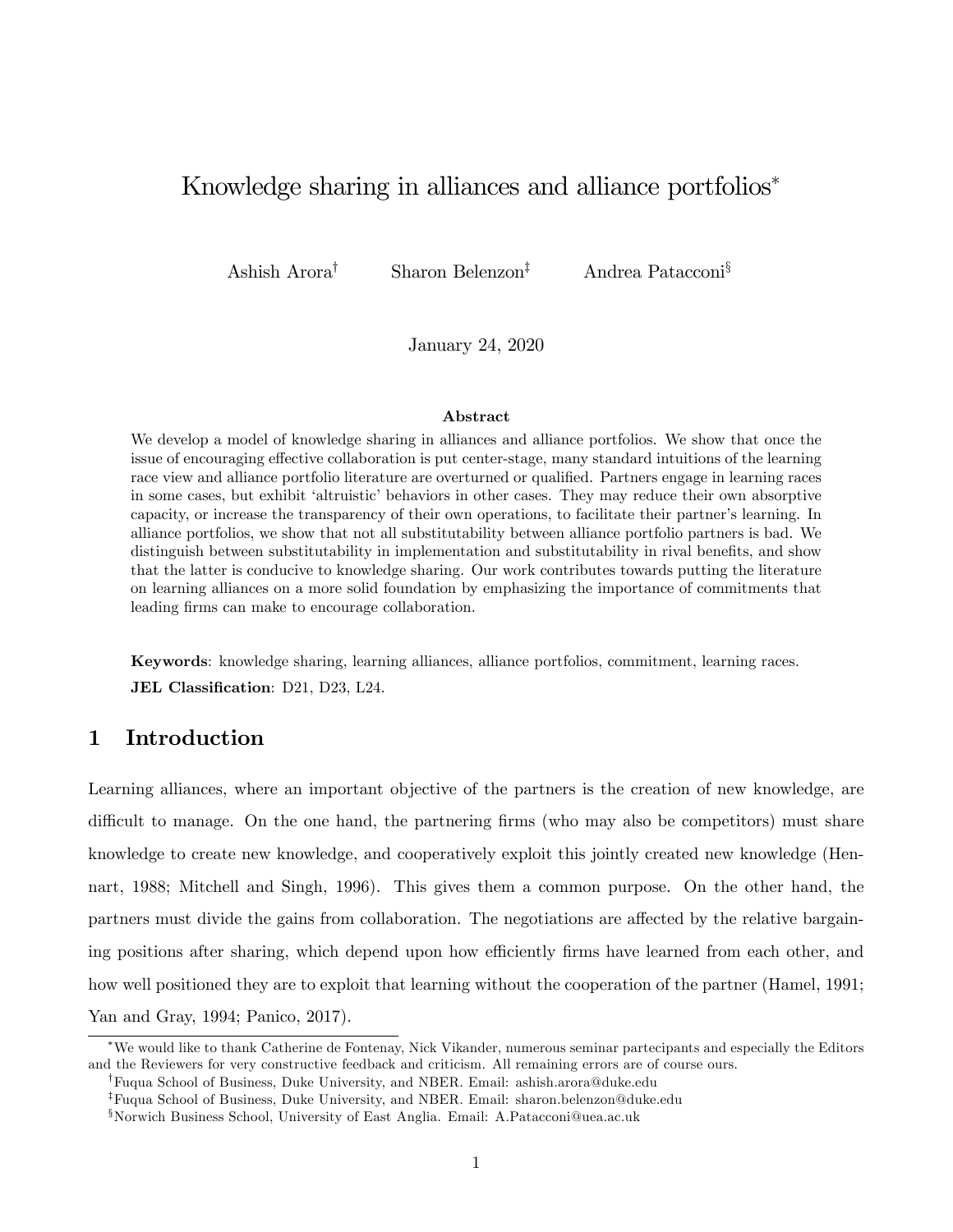# Knowledge sharing in alliances and alliance portfolios[*]

Ashish Arora[†] Sharon Belenzon[‡] Andrea Patacconi[§]

January 24, 2020

### Abstract

We develop a model of knowledge sharing in alliances and alliance portfolios. We show that once the issue of encouraging effective collaboration is put center-stage, many standard intuitions of the learning race view and alliance portfolio literature are overturned or qualified. Partners engage in learning races in some cases, but exhibit 'altruistic' behaviors in other cases. They may reduce their own absorptive capacity, or increase the transparency of their own operations, to facilitate their partner's learning. In alliance portfolios, we show that not all substitutability between alliance portfolio partners is bad. We distinguish between substitutability in implementation and substitutability in rival benefits, and show that the latter is conducive to knowledge sharing. Our work contributes towards putting the literature on learning alliances on a more solid foundation by emphasizing the importance of commitments that leading firms can make to encourage collaboration.

**Keywords**: knowledge sharing, learning alliances, alliance portfolios, commitment, learning races.

**JEL Classification**: D21, D23, L24.

## 1 Introduction

Learning alliances, where an important objective of the partners is the creation of new knowledge, are difficult to manage. On the one hand, the partnering firms (who may also be competitors) must share knowledge to create new knowledge, and cooperatively exploit this jointly created new knowledge (Hennart, 1988; Mitchell and Singh, 1996). This gives them a common purpose. On the other hand, the partners must divide the gains from collaboration. The negotiations are affected by the relative bargaining positions after sharing, which depend upon how efficiently firms have learned from each other, and how well positioned they are to exploit that learning without the cooperation of the partner (Hamel, 1991; Yan and Gray, 1994; Panico, 2017).

[*] We would like to thank Catherine de Fontenay, Nick Vikander, numerous seminar partecipants and especially the Editors and the Reviewers for very constructive feedback and criticism. All remaining errors are of course ours.

[†] Fuqua School of Business, Duke University, and NBER. Email: ashish.arora@duke.edu

[‡] Fuqua School of Business, Duke University, and NBER. Email: sharon.belenzon@duke.edu

[§] Norwich Business School, University of East Anglia. Email: A.Patacconi@uea.ac.uk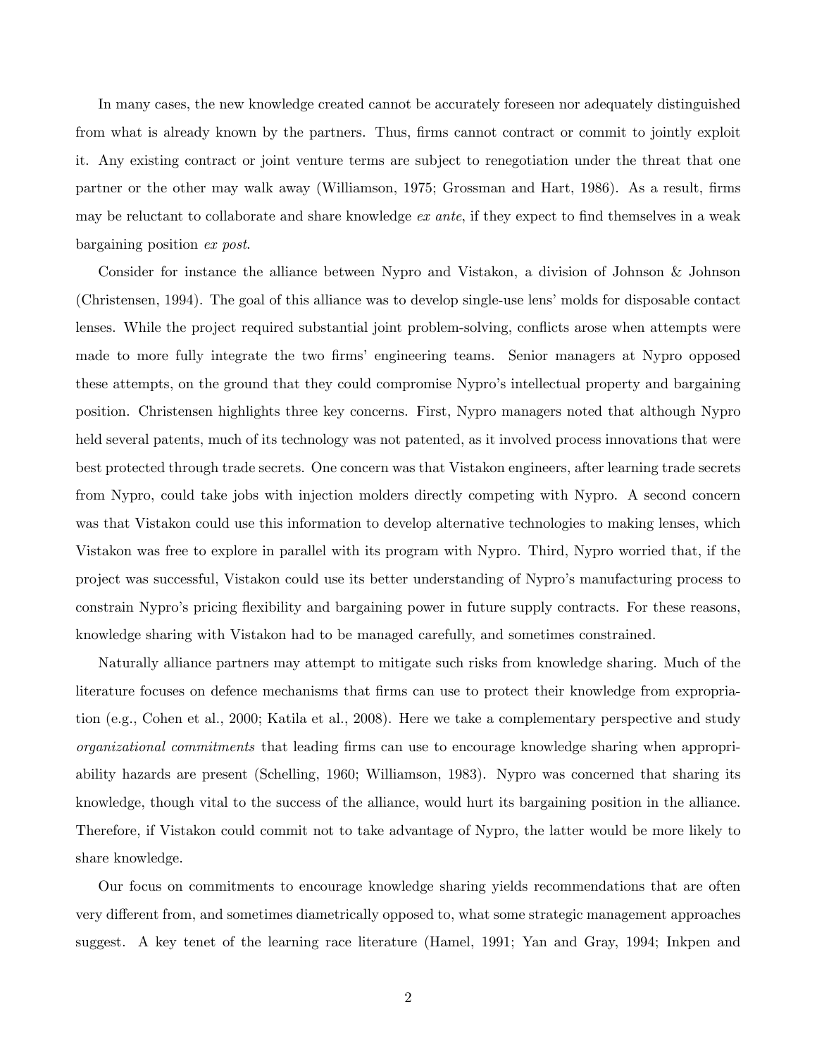In many cases, the new knowledge created cannot be accurately foreseen nor adequately distinguished from what is already known by the partners. Thus, firms cannot contract or commit to jointly exploit it. Any existing contract or joint venture terms are subject to renegotiation under the threat that one partner or the other may walk away (Williamson, 1975; Grossman and Hart, 1986). As a result, firms may be reluctant to collaborate and share knowledge *ex ante*, if they expect to find themselves in a weak bargaining position *ex post*.

Consider for instance the alliance between Nypro and Vistakon, a division of Johnson & Johnson (Christensen, 1994). The goal of this alliance was to develop single-use lens' molds for disposable contact lenses. While the project required substantial joint problem-solving, conflicts arose when attempts were made to more fully integrate the two firms' engineering teams. Senior managers at Nypro opposed these attempts, on the ground that they could compromise Nypro's intellectual property and bargaining position. Christensen highlights three key concerns. First, Nypro managers noted that although Nypro held several patents, much of its technology was not patented, as it involved process innovations that were best protected through trade secrets. One concern was that Vistakon engineers, after learning trade secrets from Nypro, could take jobs with injection molders directly competing with Nypro. A second concern was that Vistakon could use this information to develop alternative technologies to making lenses, which Vistakon was free to explore in parallel with its program with Nypro. Third, Nypro worried that, if the project was successful, Vistakon could use its better understanding of Nypro's manufacturing process to constrain Nypro's pricing flexibility and bargaining power in future supply contracts. For these reasons, knowledge sharing with Vistakon had to be managed carefully, and sometimes constrained.

Naturally alliance partners may attempt to mitigate such risks from knowledge sharing. Much of the literature focuses on defence mechanisms that firms can use to protect their knowledge from expropriation (e.g., Cohen et al., 2000; Katila et al., 2008). Here we take a complementary perspective and study *organizational commitments* that leading firms can use to encourage knowledge sharing when appropriability hazards are present (Schelling, 1960; Williamson, 1983). Nypro was concerned that sharing its knowledge, though vital to the success of the alliance, would hurt its bargaining position in the alliance. Therefore, if Vistakon could commit not to take advantage of Nypro, the latter would be more likely to share knowledge.

Our focus on commitments to encourage knowledge sharing yields recommendations that are often very different from, and sometimes diametrically opposed to, what some strategic management approaches suggest. A key tenet of the learning race literature (Hamel, 1991; Yan and Gray, 1994; Inkpen and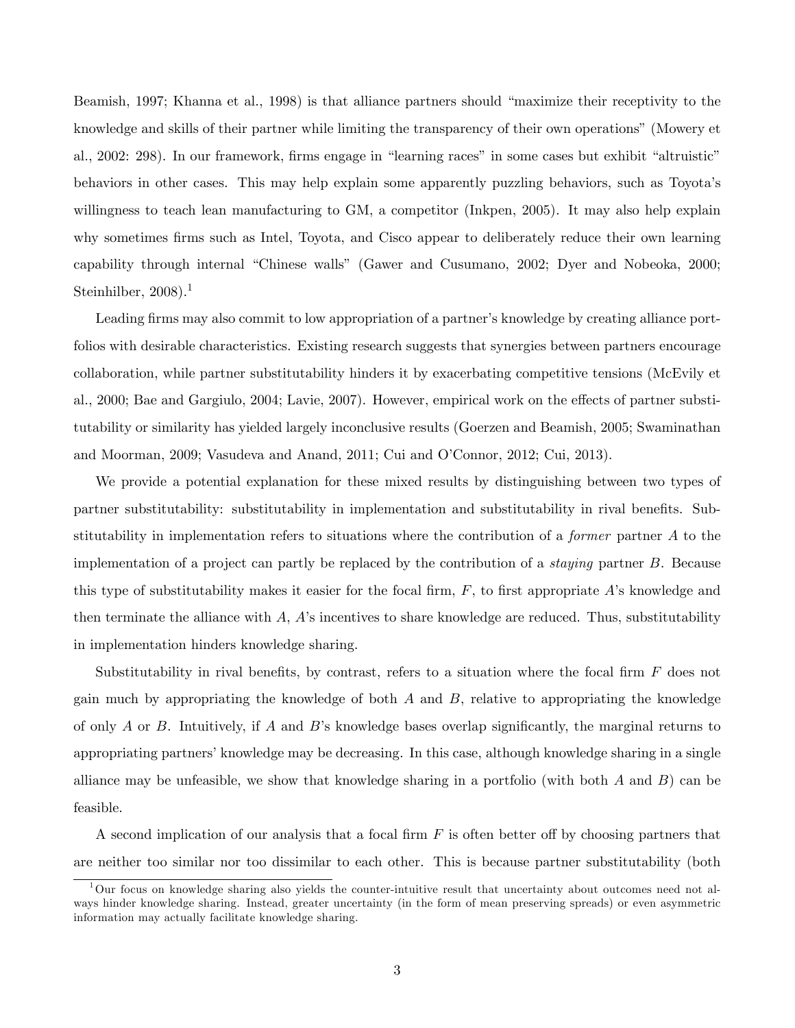Beamish, 1997; Khanna et al., 1998) is that alliance partners should "maximize their receptivity to the knowledge and skills of their partner while limiting the transparency of their own operations" (Mowery et al., 2002: 298). In our framework, firms engage in "learning races" in some cases but exhibit "altruistic" behaviors in other cases. This may help explain some apparently puzzling behaviors, such as Toyota's willingness to teach lean manufacturing to GM, a competitor (Inkpen, 2005). It may also help explain why sometimes firms such as Intel, Toyota, and Cisco appear to deliberately reduce their own learning capability through internal "Chinese walls" (Gawer and Cusumano, 2002; Dyer and Nobeoka, 2000; Steinhilber, 2008).[1]

Leading firms may also commit to low appropriation of a partner's knowledge by creating alliance portfolios with desirable characteristics. Existing research suggests that synergies between partners encourage collaboration, while partner substitutability hinders it by exacerbating competitive tensions (McEvily et al., 2000; Bae and Gargiulo, 2004; Lavie, 2007). However, empirical work on the effects of partner substitutability or similarity has yielded largely inconclusive results (Goerzen and Beamish, 2005; Swaminathan and Moorman, 2009; Vasudeva and Anand, 2011; Cui and O'Connor, 2012; Cui, 2013).

We provide a potential explanation for these mixed results by distinguishing between two types of partner substitutability: substitutability in implementation and substitutability in rival benefits. Substitutability in implementation refers to situations where the contribution of a *former* partner $A$ to the implementation of a project can partly be replaced by the contribution of a *staying* partner $B$. Because this type of substitutability makes it easier for the focal firm, $F$, to first appropriate $A$'s knowledge and then terminate the alliance with $A$, $A$'s incentives to share knowledge are reduced. Thus, substitutability in implementation hinders knowledge sharing.

Substitutability in rival benefits, by contrast, refers to a situation where the focal firm $F$ does not gain much by appropriating the knowledge of both $A$ and $B$, relative to appropriating the knowledge of only $A$ or $B$. Intuitively, if $A$ and $B$'s knowledge bases overlap significantly, the marginal returns to appropriating partners' knowledge may be decreasing. In this case, although knowledge sharing in a single alliance may be unfeasible, we show that knowledge sharing in a portfolio (with both $A$ and $B$) can be feasible.

A second implication of our analysis that a focal firm $F$ is often better off by choosing partners that are neither too similar nor too dissimilar to each other. This is because partner substitutability (both

[1] Our focus on knowledge sharing also yields the counter-intuitive result that uncertainty about outcomes need not always hinder knowledge sharing. Instead, greater uncertainty (in the form of mean preserving spreads) or even asymmetric information may actually facilitate knowledge sharing.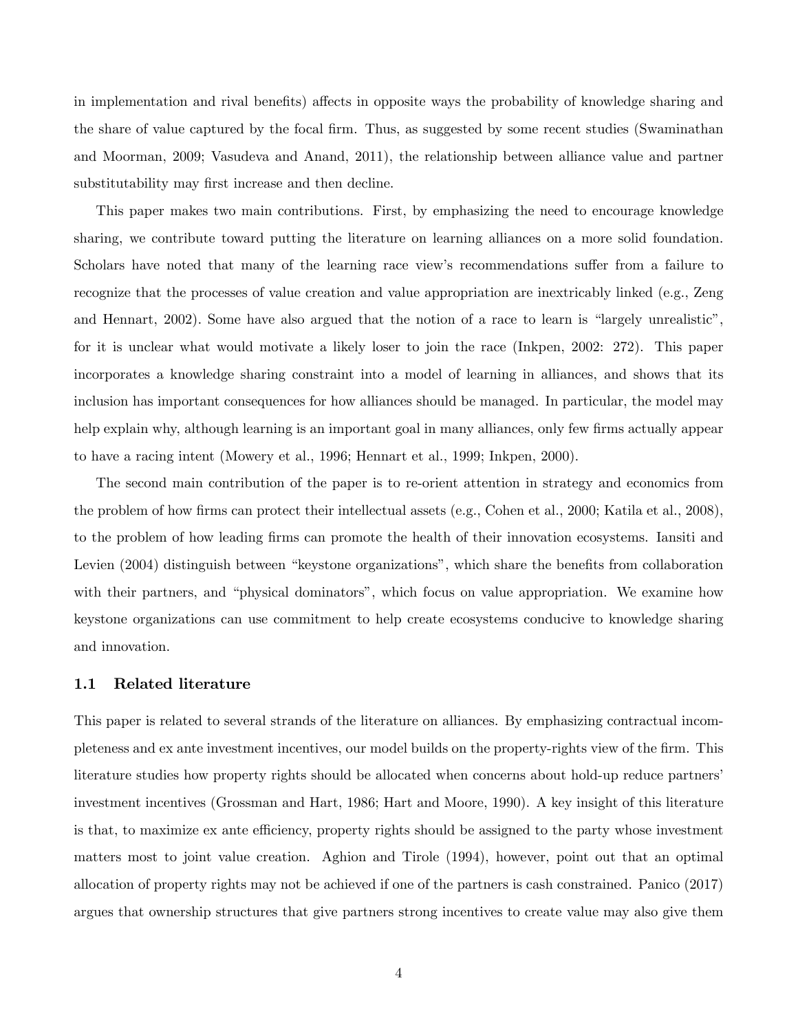in implementation and rival benefits) affects in opposite ways the probability of knowledge sharing and the share of value captured by the focal firm. Thus, as suggested by some recent studies (Swaminathan and Moorman, 2009; Vasudeva and Anand, 2011), the relationship between alliance value and partner substitutability may first increase and then decline.

This paper makes two main contributions. First, by emphasizing the need to encourage knowledge sharing, we contribute toward putting the literature on learning alliances on a more solid foundation. Scholars have noted that many of the learning race view's recommendations suffer from a failure to recognize that the processes of value creation and value appropriation are inextricably linked (e.g., Zeng and Hennart, 2002). Some have also argued that the notion of a race to learn is "largely unrealistic", for it is unclear what would motivate a likely loser to join the race (Inkpen, 2002: 272). This paper incorporates a knowledge sharing constraint into a model of learning in alliances, and shows that its inclusion has important consequences for how alliances should be managed. In particular, the model may help explain why, although learning is an important goal in many alliances, only few firms actually appear to have a racing intent (Mowery et al., 1996; Hennart et al., 1999; Inkpen, 2000).

The second main contribution of the paper is to re-orient attention in strategy and economics from the problem of how firms can protect their intellectual assets (e.g., Cohen et al., 2000; Katila et al., 2008), to the problem of how leading firms can promote the health of their innovation ecosystems. Iansiti and Levien (2004) distinguish between "keystone organizations", which share the benefits from collaboration with their partners, and "physical dominators", which focus on value appropriation. We examine how keystone organizations can use commitment to help create ecosystems conducive to knowledge sharing and innovation.

### 1.1 Related literature

This paper is related to several strands of the literature on alliances. By emphasizing contractual incompleteness and ex ante investment incentives, our model builds on the property-rights view of the firm. This literature studies how property rights should be allocated when concerns about hold-up reduce partners' investment incentives (Grossman and Hart, 1986; Hart and Moore, 1990). A key insight of this literature is that, to maximize ex ante efficiency, property rights should be assigned to the party whose investment matters most to joint value creation. Aghion and Tirole (1994), however, point out that an optimal allocation of property rights may not be achieved if one of the partners is cash constrained. Panico (2017) argues that ownership structures that give partners strong incentives to create value may also give them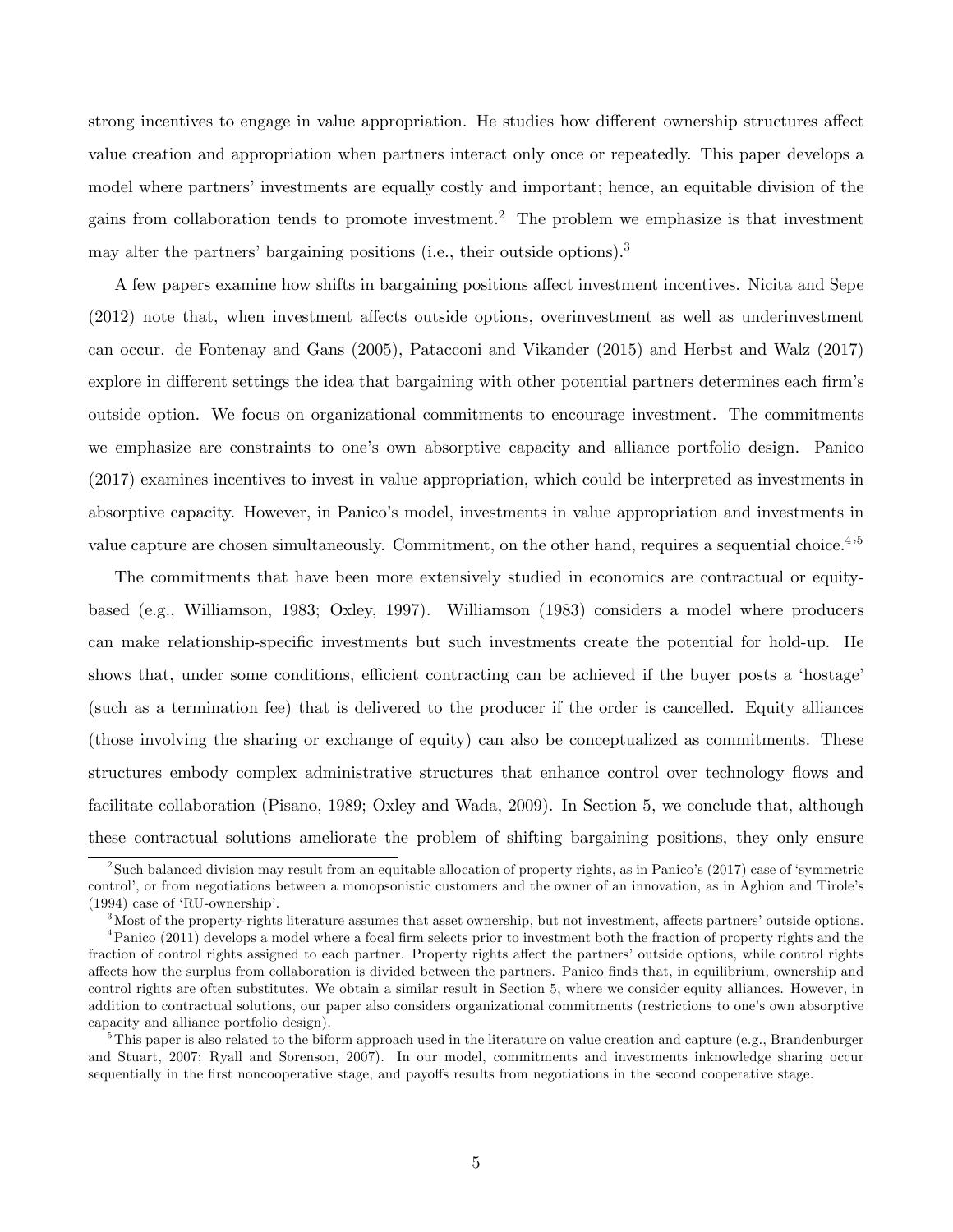strong incentives to engage in value appropriation. He studies how different ownership structures affect value creation and appropriation when partners interact only once or repeatedly. This paper develops a model where partners' investments are equally costly and important; hence, an equitable division of the gains from collaboration tends to promote investment.[2] The problem we emphasize is that investment may alter the partners' bargaining positions (i.e., their outside options).[3]

A few papers examine how shifts in bargaining positions affect investment incentives. Nicita and Sepe (2012) note that, when investment affects outside options, overinvestment as well as underinvestment can occur. de Fontenay and Gans (2005), Patacconi and Vikander (2015) and Herbst and Walz (2017) explore in different settings the idea that bargaining with other potential partners determines each firm's outside option. We focus on organizational commitments to encourage investment. The commitments we emphasize are constraints to one's own absorptive capacity and alliance portfolio design. Panico (2017) examines incentives to invest in value appropriation, which could be interpreted as investments in absorptive capacity. However, in Panico's model, investments in value appropriation and investments in value capture are chosen simultaneously. Commitment, on the other hand, requires a sequential choice.[4,5]

The commitments that have been more extensively studied in economics are contractual or equity-based (e.g., Williamson, 1983; Oxley, 1997). Williamson (1983) considers a model where producers can make relationship-specific investments but such investments create the potential for hold-up. He shows that, under some conditions, efficient contracting can be achieved if the buyer posts a 'hostage' (such as a termination fee) that is delivered to the producer if the order is cancelled. Equity alliances (those involving the sharing or exchange of equity) can also be conceptualized as commitments. These structures embody complex administrative structures that enhance control over technology flows and facilitate collaboration (Pisano, 1989; Oxley and Wada, 2009). In Section 5, we conclude that, although these contractual solutions ameliorate the problem of shifting bargaining positions, they only ensure

---

[2] Such balanced division may result from an equitable allocation of property rights, as in Panico's (2017) case of 'symmetric control', or from negotiations between a monopsonistic customers and the owner of an innovation, as in Aghion and Tirole's (1994) case of 'RU-ownership'.

[3] Most of the property-rights literature assumes that asset ownership, but not investment, affects partners' outside options.

[4] Panico (2011) develops a model where a focal firm selects prior to investment both the fraction of property rights and the fraction of control rights assigned to each partner. Property rights affect the partners' outside options, while control rights affects how the surplus from collaboration is divided between the partners. Panico finds that, in equilibrium, ownership and control rights are often substitutes. We obtain a similar result in Section 5, where we consider equity alliances. However, in addition to contractual solutions, our paper also considers organizational commitments (restrictions to one's own absorptive capacity and alliance portfolio design).

[5] This paper is also related to the biform approach used in the literature on value creation and capture (e.g., Brandenburger and Stuart, 2007; Ryall and Sorenson, 2007). In our model, commitments and investments inknowledge sharing occur sequentially in the first noncooperative stage, and payoffs results from negotiations in the second cooperative stage.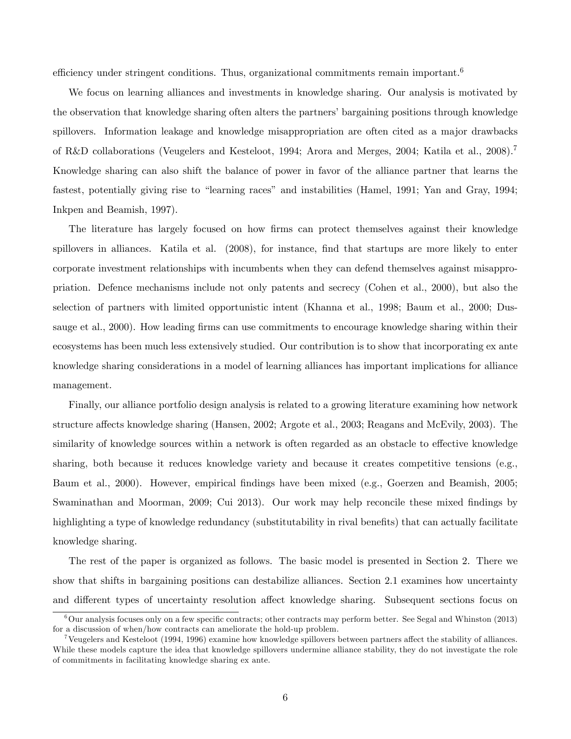efficiency under stringent conditions. Thus, organizational commitments remain important.[6]

We focus on learning alliances and investments in knowledge sharing. Our analysis is motivated by the observation that knowledge sharing often alters the partners' bargaining positions through knowledge spillovers. Information leakage and knowledge misappropriation are often cited as a major drawbacks of R&D collaborations (Veugelers and Kesteloot, 1994; Arora and Merges, 2004; Katila et al., 2008).[7] Knowledge sharing can also shift the balance of power in favor of the alliance partner that learns the fastest, potentially giving rise to "learning races" and instabilities (Hamel, 1991; Yan and Gray, 1994; Inkpen and Beamish, 1997).

The literature has largely focused on how firms can protect themselves against their knowledge spillovers in alliances. Katila et al. (2008), for instance, find that startups are more likely to enter corporate investment relationships with incumbents when they can defend themselves against misappropriation. Defence mechanisms include not only patents and secrecy (Cohen et al., 2000), but also the selection of partners with limited opportunistic intent (Khanna et al., 1998; Baum et al., 2000; Dussauge et al., 2000). How leading firms can use commitments to encourage knowledge sharing within their ecosystems has been much less extensively studied. Our contribution is to show that incorporating ex ante knowledge sharing considerations in a model of learning alliances has important implications for alliance management.

Finally, our alliance portfolio design analysis is related to a growing literature examining how network structure affects knowledge sharing (Hansen, 2002; Argote et al., 2003; Reagans and McEvily, 2003). The similarity of knowledge sources within a network is often regarded as an obstacle to effective knowledge sharing, both because it reduces knowledge variety and because it creates competitive tensions (e.g., Baum et al., 2000). However, empirical findings have been mixed (e.g., Goerzen and Beamish, 2005; Swaminathan and Moorman, 2009; Cui 2013). Our work may help reconcile these mixed findings by highlighting a type of knowledge redundancy (substitutability in rival benefits) that can actually facilitate knowledge sharing.

The rest of the paper is organized as follows. The basic model is presented in Section 2. There we show that shifts in bargaining positions can destabilize alliances. Section 2.1 examines how uncertainty and different types of uncertainty resolution affect knowledge sharing. Subsequent sections focus on

[6] Our analysis focuses only on a few specific contracts; other contracts may perform better. See Segal and Whinston (2013) for a discussion of when/how contracts can ameliorate the hold-up problem.

[7] Veugelers and Kesteloot (1994, 1996) examine how knowledge spillovers between partners affect the stability of alliances. While these models capture the idea that knowledge spillovers undermine alliance stability, they do not investigate the role of commitments in facilitating knowledge sharing ex ante.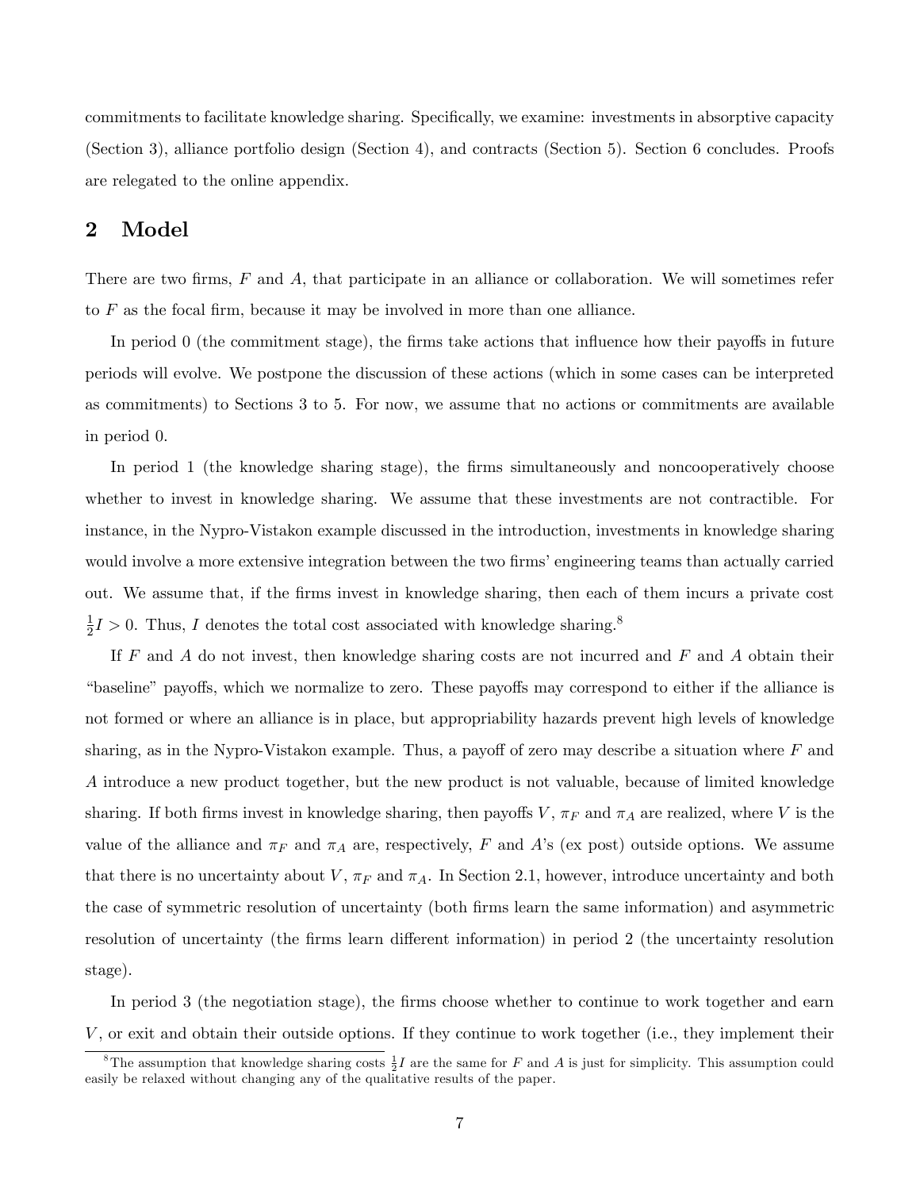commitments to facilitate knowledge sharing. Specifically, we examine: investments in absorptive capacity (Section 3), alliance portfolio design (Section 4), and contracts (Section 5). Section 6 concludes. Proofs are relegated to the online appendix.

## 2 Model

There are two firms, $F$ and $A$, that participate in an alliance or collaboration. We will sometimes refer to $F$ as the focal firm, because it may be involved in more than one alliance.

In period 0 (the commitment stage), the firms take actions that influence how their payoffs in future periods will evolve. We postpone the discussion of these actions (which in some cases can be interpreted as commitments) to Sections 3 to 5. For now, we assume that no actions or commitments are available in period 0.

In period 1 (the knowledge sharing stage), the firms simultaneously and noncooperatively choose whether to invest in knowledge sharing. We assume that these investments are not contractible. For instance, in the Nypro-Vistakon example discussed in the introduction, investments in knowledge sharing would involve a more extensive integration between the two firms' engineering teams than actually carried out. We assume that, if the firms invest in knowledge sharing, then each of them incurs a private cost $\frac{1}{2}I > 0$. Thus, $I$ denotes the total cost associated with knowledge sharing.[8]

If $F$ and $A$ do not invest, then knowledge sharing costs are not incurred and $F$ and $A$ obtain their "baseline" payoffs, which we normalize to zero. These payoffs may correspond to either if the alliance is not formed or where an alliance is in place, but appropriability hazards prevent high levels of knowledge sharing, as in the Nypro-Vistakon example. Thus, a payoff of zero may describe a situation where $F$ and $A$ introduce a new product together, but the new product is not valuable, because of limited knowledge sharing. If both firms invest in knowledge sharing, then payoffs $V$, $\pi_F$ and $\pi_A$ are realized, where $V$ is the value of the alliance and $\pi_F$ and $\pi_A$ are, respectively, $F$ and $A$'s (ex post) outside options. We assume that there is no uncertainty about $V$, $\pi_F$ and $\pi_A$. In Section 2.1, however, introduce uncertainty and both the case of symmetric resolution of uncertainty (both firms learn the same information) and asymmetric resolution of uncertainty (the firms learn different information) in period 2 (the uncertainty resolution stage).

In period 3 (the negotiation stage), the firms choose whether to continue to work together and earn $V$, or exit and obtain their outside options. If they continue to work together (i.e., they implement their

[8] The assumption that knowledge sharing costs $\frac{1}{2}I$ are the same for $F$ and $A$ is just for simplicity. This assumption could easily be relaxed without changing any of the qualitative results of the paper.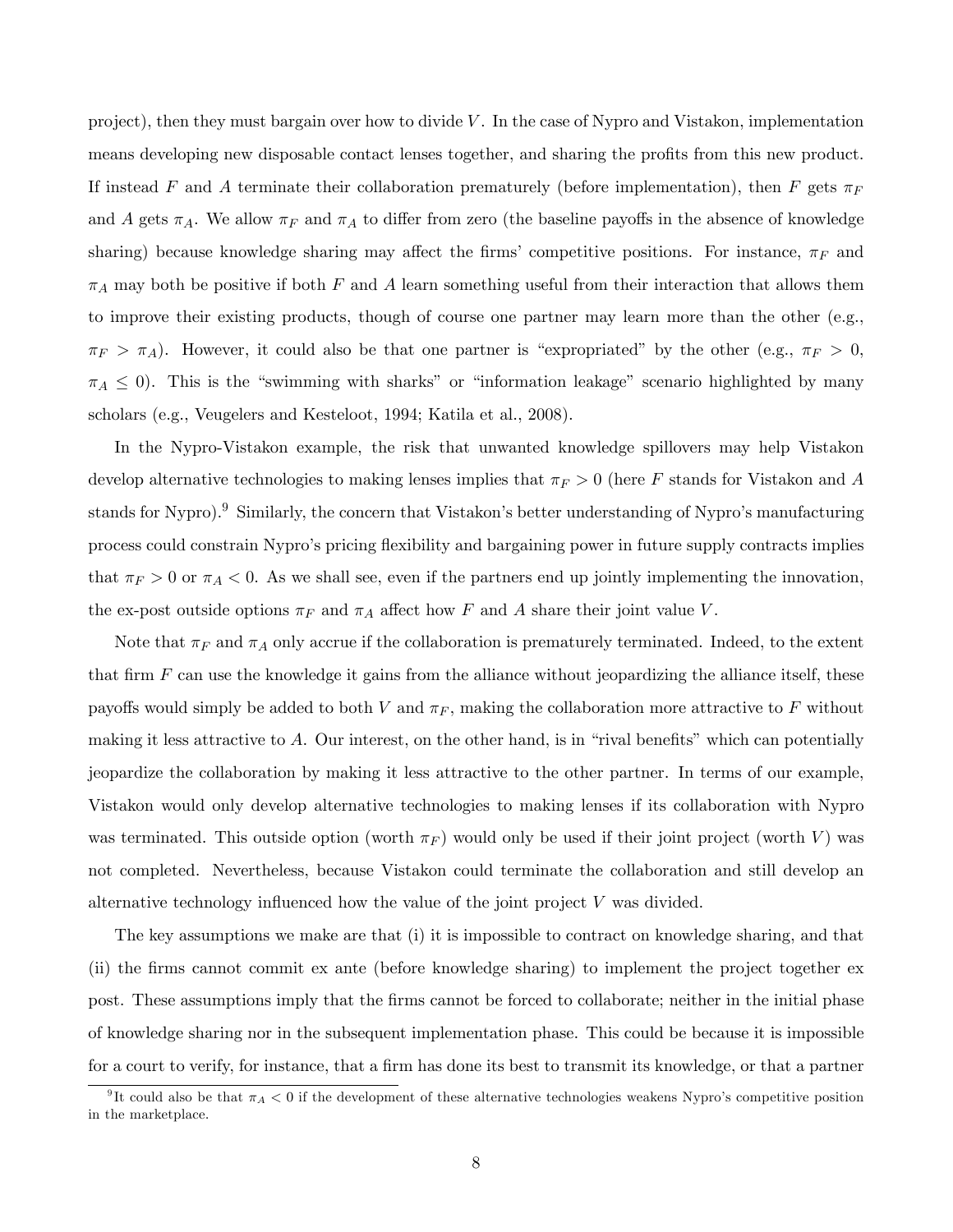project), then they must bargain over how to divide $V$. In the case of Nypro and Vistakon, implementation means developing new disposable contact lenses together, and sharing the profits from this new product. If instead $F$ and $A$ terminate their collaboration prematurely (before implementation), then $F$ gets $\pi_F$ and $A$ gets $\pi_A$. We allow $\pi_F$ and $\pi_A$ to differ from zero (the baseline payoffs in the absence of knowledge sharing) because knowledge sharing may affect the firms' competitive positions. For instance, $\pi_F$ and $\pi_A$ may both be positive if both $F$ and $A$ learn something useful from their interaction that allows them to improve their existing products, though of course one partner may learn more than the other (e.g., $\pi_F > \pi_A$). However, it could also be that one partner is "expropriated" by the other (e.g., $\pi_F > 0$, $\pi_A \leq 0$). This is the "swimming with sharks" or "information leakage" scenario highlighted by many scholars (e.g., Veugelers and Kesteloot, 1994; Katila et al., 2008).

In the Nypro-Vistakon example, the risk that unwanted knowledge spillovers may help Vistakon develop alternative technologies to making lenses implies that $\pi_F > 0$ (here $F$ stands for Vistakon and $A$ stands for Nypro).[9] Similarly, the concern that Vistakon's better understanding of Nypro's manufacturing process could constrain Nypro's pricing flexibility and bargaining power in future supply contracts implies that $\pi_F > 0$ or $\pi_A < 0$. As we shall see, even if the partners end up jointly implementing the innovation, the ex-post outside options $\pi_F$ and $\pi_A$ affect how $F$ and $A$ share their joint value $V$.

Note that $\pi_F$ and $\pi_A$ only accrue if the collaboration is prematurely terminated. Indeed, to the extent that firm $F$ can use the knowledge it gains from the alliance without jeopardizing the alliance itself, these payoffs would simply be added to both $V$ and $\pi_F$, making the collaboration more attractive to $F$ without making it less attractive to $A$. Our interest, on the other hand, is in "rival benefits" which can potentially jeopardize the collaboration by making it less attractive to the other partner. In terms of our example, Vistakon would only develop alternative technologies to making lenses if its collaboration with Nypro was terminated. This outside option (worth $\pi_F$) would only be used if their joint project (worth $V$) was not completed. Nevertheless, because Vistakon could terminate the collaboration and still develop an alternative technology influenced how the value of the joint project $V$ was divided.

The key assumptions we make are that (i) it is impossible to contract on knowledge sharing, and that (ii) the firms cannot commit ex ante (before knowledge sharing) to implement the project together ex post. These assumptions imply that the firms cannot be forced to collaborate; neither in the initial phase of knowledge sharing nor in the subsequent implementation phase. This could be because it is impossible for a court to verify, for instance, that a firm has done its best to transmit its knowledge, or that a partner

[9] It could also be that $\pi_A < 0$ if the development of these alternative technologies weakens Nypro's competitive position in the marketplace.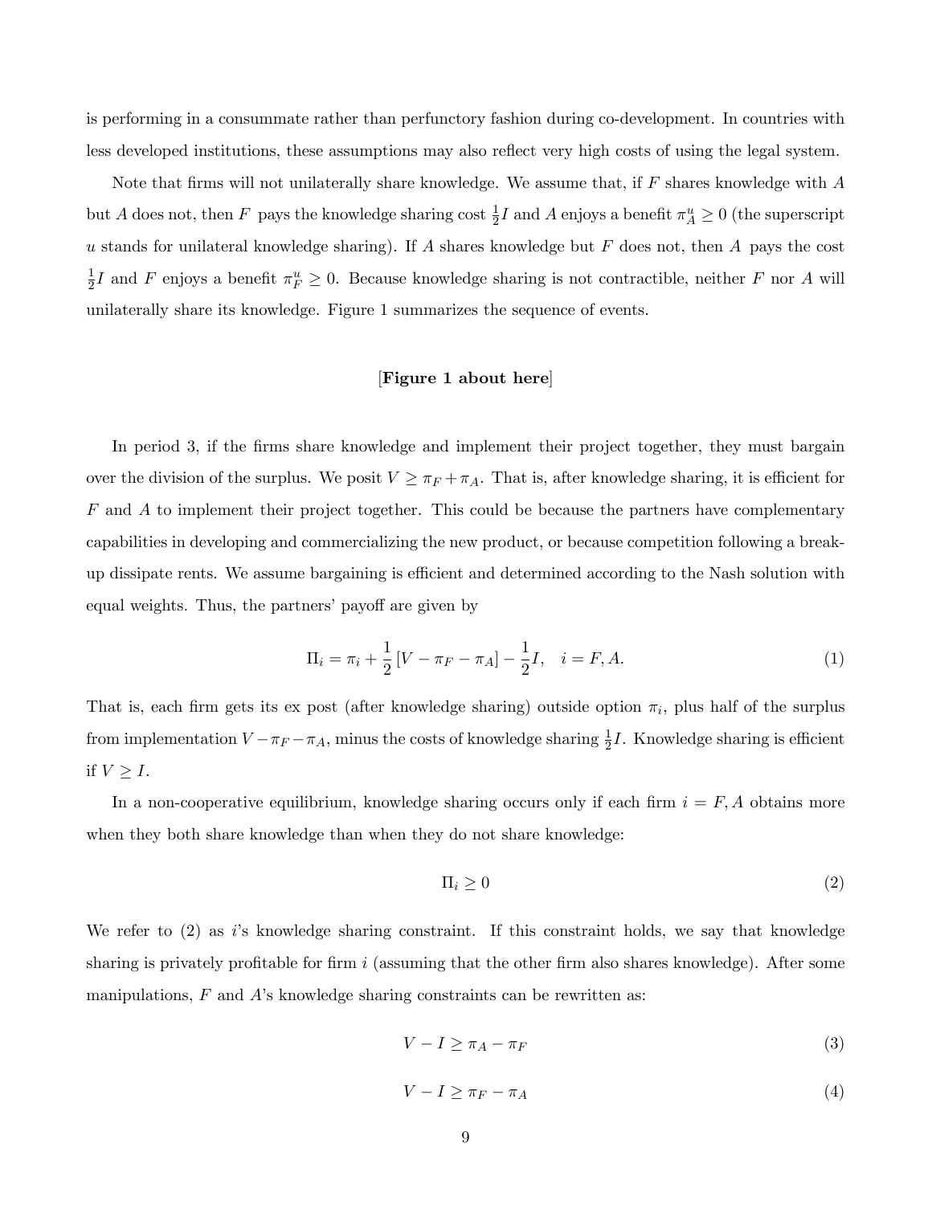is performing in a consummate rather than perfunctory fashion during co-development. In countries with less developed institutions, these assumptions may also reflect very high costs of using the legal system.

Note that firms will not unilaterally share knowledge. We assume that, if $F$ shares knowledge with $A$ but $A$ does not, then $F$ pays the knowledge sharing cost $\frac{1}{2}I$ and $A$ enjoys a benefit $\pi_A^u \geq 0$ (the superscript $u$ stands for unilateral knowledge sharing). If $A$ shares knowledge but $F$ does not, then $A$ pays the cost $\frac{1}{2}I$ and $F$ enjoys a benefit $\pi_F^u \geq 0$. Because knowledge sharing is not contractible, neither $F$ nor $A$ will unilaterally share its knowledge. Figure 1 summarizes the sequence of events.

[**Figure 1 about here**]

In period 3, if the firms share knowledge and implement their project together, they must bargain over the division of the surplus. We posit $V \geq \pi_F + \pi_A$. That is, after knowledge sharing, it is efficient for $F$ and $A$ to implement their project together. This could be because the partners have complementary capabilities in developing and commercializing the new product, or because competition following a break-up dissipate rents. We assume bargaining is efficient and determined according to the Nash solution with equal weights. Thus, the partners' payoff are given by

$$\Pi_i = \pi_i + \frac{1}{2}\left[V - \pi_F - \pi_A\right] - \frac{1}{2}I, \quad i = F, A. \tag{1}$$

That is, each firm gets its ex post (after knowledge sharing) outside option $\pi_i$, plus half of the surplus from implementation $V - \pi_F - \pi_A$, minus the costs of knowledge sharing $\frac{1}{2}I$. Knowledge sharing is efficient if $V \geq I$.

In a non-cooperative equilibrium, knowledge sharing occurs only if each firm $i = F, A$ obtains more when they both share knowledge than when they do not share knowledge:

$$\Pi_i \geq 0 \tag{2}$$

We refer to (2) as $i$'s knowledge sharing constraint. If this constraint holds, we say that knowledge sharing is privately profitable for firm $i$ (assuming that the other firm also shares knowledge). After some manipulations, $F$ and $A$'s knowledge sharing constraints can be rewritten as:

$$V - I \geq \pi_A - \pi_F \tag{3}$$

$$V - I \geq \pi_F - \pi_A \tag{4}$$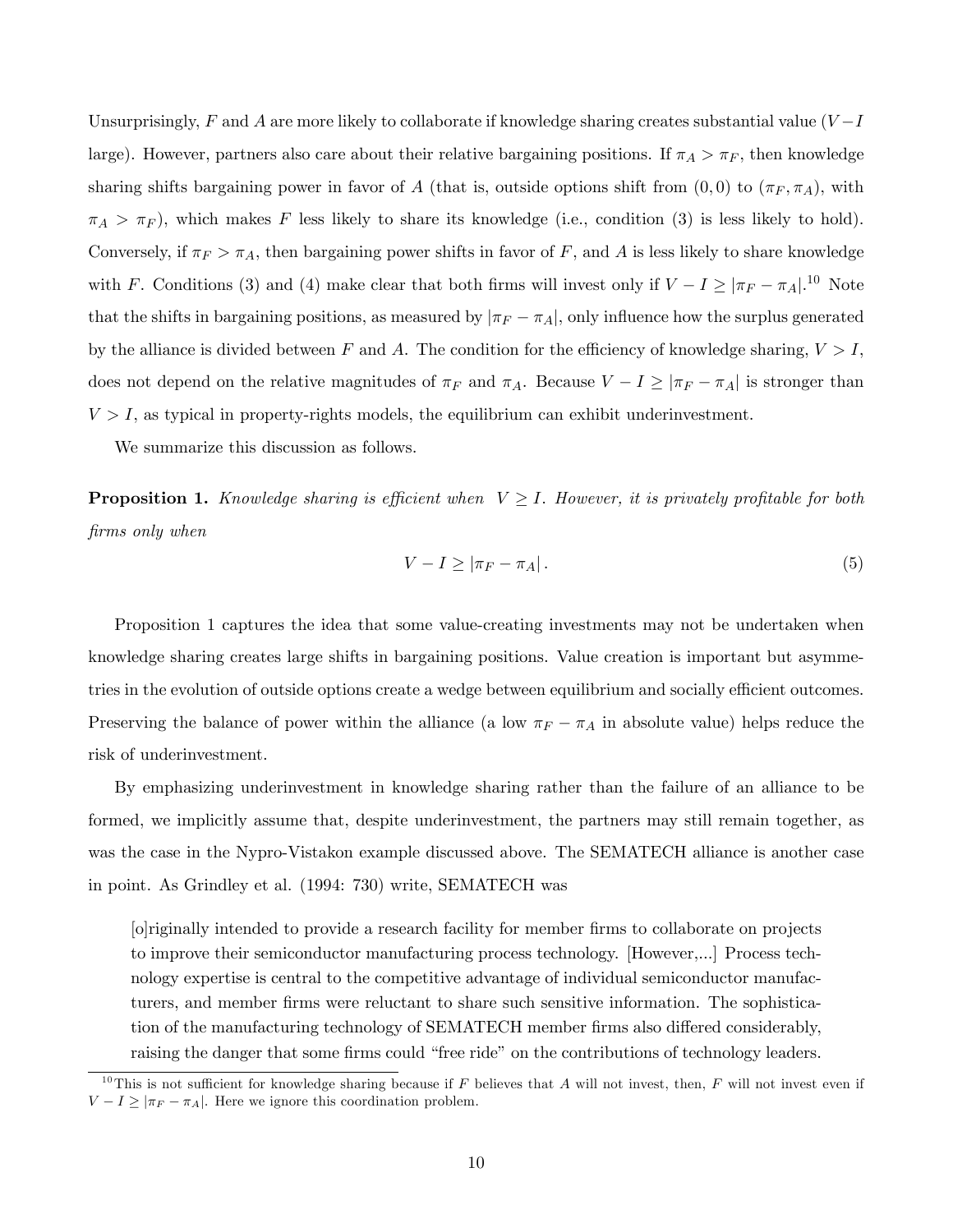Unsurprisingly, $F$ and $A$ are more likely to collaborate if knowledge sharing creates substantial value ($V - I$ large). However, partners also care about their relative bargaining positions. If $\pi_A > \pi_F$, then knowledge sharing shifts bargaining power in favor of $A$ (that is, outside options shift from $(0, 0)$ to $(\pi_F, \pi_A)$, with $\pi_A > \pi_F$), which makes $F$ less likely to share its knowledge (i.e., condition (3) is less likely to hold). Conversely, if $\pi_F > \pi_A$, then bargaining power shifts in favor of $F$, and $A$ is less likely to share knowledge with $F$. Conditions (3) and (4) make clear that both firms will invest only if $V - I \geq |\pi_F - \pi_A|$.[10] Note that the shifts in bargaining positions, as measured by $|\pi_F - \pi_A|$, only influence how the surplus generated by the alliance is divided between $F$ and $A$. The condition for the efficiency of knowledge sharing, $V > I$, does not depend on the relative magnitudes of $\pi_F$ and $\pi_A$. Because $V - I \geq |\pi_F - \pi_A|$ is stronger than $V > I$, as typical in property-rights models, the equilibrium can exhibit underinvestment.

We summarize this discussion as follows.

**Proposition 1.** *Knowledge sharing is efficient when $V \geq I$. However, it is privately profitable for both firms only when*

$$V - I \geq |\pi_F - \pi_A|. \tag{5}$$

Proposition 1 captures the idea that some value-creating investments may not be undertaken when knowledge sharing creates large shifts in bargaining positions. Value creation is important but asymmetries in the evolution of outside options create a wedge between equilibrium and socially efficient outcomes. Preserving the balance of power within the alliance (a low $\pi_F - \pi_A$ in absolute value) helps reduce the risk of underinvestment.

By emphasizing underinvestment in knowledge sharing rather than the failure of an alliance to be formed, we implicitly assume that, despite underinvestment, the partners may still remain together, as was the case in the Nypro-Vistakon example discussed above. The SEMATECH alliance is another case in point. As Grindley et al. (1994: 730) write, SEMATECH was

> [o]riginally intended to provide a research facility for member firms to collaborate on projects to improve their semiconductor manufacturing process technology. [However,...] Process technology expertise is central to the competitive advantage of individual semiconductor manufacturers, and member firms were reluctant to share such sensitive information. The sophistication of the manufacturing technology of SEMATECH member firms also differed considerably, raising the danger that some firms could "free ride" on the contributions of technology leaders.

[10] This is not sufficient for knowledge sharing because if $F$ believes that $A$ will not invest, then, $F$ will not invest even if $V - I \geq |\pi_F - \pi_A|$. Here we ignore this coordination problem.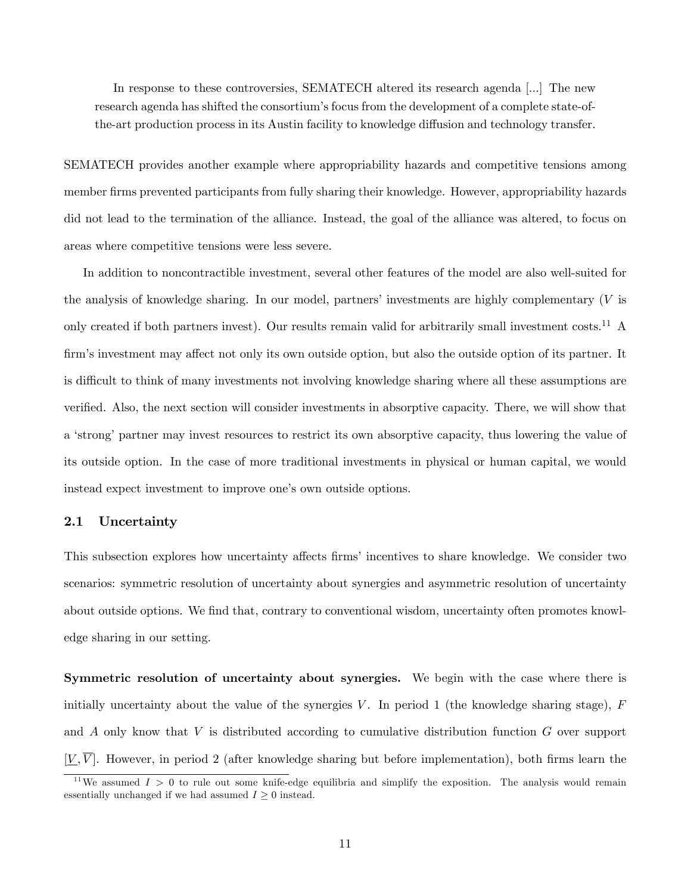> In response to these controversies, SEMATECH altered its research agenda [...] The new research agenda has shifted the consortium's focus from the development of a complete state-of-the-art production process in its Austin facility to knowledge diffusion and technology transfer.

SEMATECH provides another example where appropriability hazards and competitive tensions among member firms prevented participants from fully sharing their knowledge. However, appropriability hazards did not lead to the termination of the alliance. Instead, the goal of the alliance was altered, to focus on areas where competitive tensions were less severe.

In addition to noncontractible investment, several other features of the model are also well-suited for the analysis of knowledge sharing. In our model, partners' investments are highly complementary ($V$ is only created if both partners invest). Our results remain valid for arbitrarily small investment costs.[11] A firm's investment may affect not only its own outside option, but also the outside option of its partner. It is difficult to think of many investments not involving knowledge sharing where all these assumptions are verified. Also, the next section will consider investments in absorptive capacity. There, we will show that a 'strong' partner may invest resources to restrict its own absorptive capacity, thus lowering the value of its outside option. In the case of more traditional investments in physical or human capital, we would instead expect investment to improve one's own outside options.

## 2.1 Uncertainty

This subsection explores how uncertainty affects firms' incentives to share knowledge. We consider two scenarios: symmetric resolution of uncertainty about synergies and asymmetric resolution of uncertainty about outside options. We find that, contrary to conventional wisdom, uncertainty often promotes knowledge sharing in our setting.

**Symmetric resolution of uncertainty about synergies.** We begin with the case where there is initially uncertainty about the value of the synergies $V$. In period 1 (the knowledge sharing stage), $F$ and $A$ only know that $V$ is distributed according to cumulative distribution function $G$ over support $[\underline{V}, \overline{V}]$. However, in period 2 (after knowledge sharing but before implementation), both firms learn the

[11] We assumed $I > 0$ to rule out some knife-edge equilibria and simplify the exposition. The analysis would remain essentially unchanged if we had assumed $I \geq 0$ instead.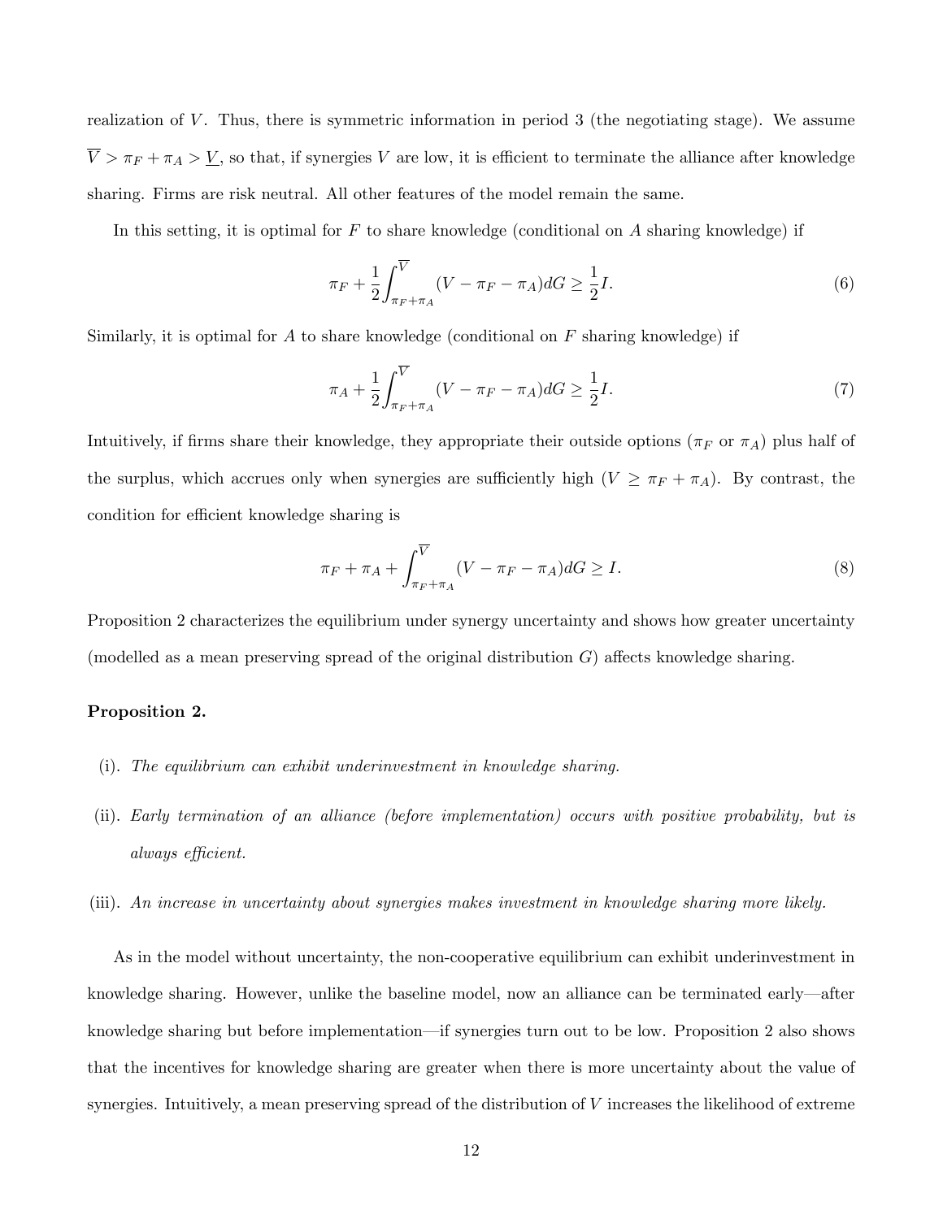realization of $V$. Thus, there is symmetric information in period 3 (the negotiating stage). We assume $\overline{V} > \pi_F + \pi_A > \underline{V}$, so that, if synergies $V$ are low, it is efficient to terminate the alliance after knowledge sharing. Firms are risk neutral. All other features of the model remain the same.

In this setting, it is optimal for $F$ to share knowledge (conditional on $A$ sharing knowledge) if

$$\pi_F + \frac{1}{2}\int_{\pi_F+\pi_A}^{\overline{V}} (V - \pi_F - \pi_A)dG \geq \frac{1}{2}I. \tag{6}$$

Similarly, it is optimal for $A$ to share knowledge (conditional on $F$ sharing knowledge) if

$$\pi_A + \frac{1}{2}\int_{\pi_F+\pi_A}^{\overline{V}} (V - \pi_F - \pi_A)dG \geq \frac{1}{2}I. \tag{7}$$

Intuitively, if firms share their knowledge, they appropriate their outside options ($\pi_F$ or $\pi_A$) plus half of the surplus, which accrues only when synergies are sufficiently high ($V \geq \pi_F + \pi_A$). By contrast, the condition for efficient knowledge sharing is

$$\pi_F + \pi_A + \int_{\pi_F+\pi_A}^{\overline{V}} (V - \pi_F - \pi_A)dG \geq I. \tag{8}$$

Proposition 2 characterizes the equilibrium under synergy uncertainty and shows how greater uncertainty (modelled as a mean preserving spread of the original distribution $G$) affects knowledge sharing.

**Proposition 2.**

(i). *The equilibrium can exhibit underinvestment in knowledge sharing.*

(ii). *Early termination of an alliance (before implementation) occurs with positive probability, but is always efficient.*

(iii). *An increase in uncertainty about synergies makes investment in knowledge sharing more likely.*

As in the model without uncertainty, the non-cooperative equilibrium can exhibit underinvestment in knowledge sharing. However, unlike the baseline model, now an alliance can be terminated early—after knowledge sharing but before implementation—if synergies turn out to be low. Proposition 2 also shows that the incentives for knowledge sharing are greater when there is more uncertainty about the value of synergies. Intuitively, a mean preserving spread of the distribution of $V$ increases the likelihood of extreme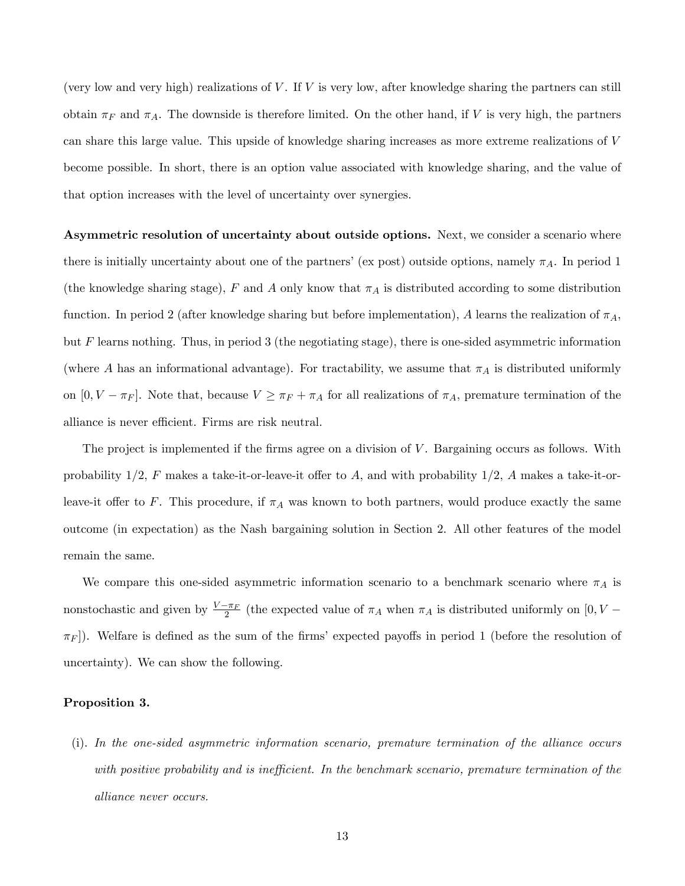(very low and very high) realizations of $V$. If $V$ is very low, after knowledge sharing the partners can still obtain $\pi_F$ and $\pi_A$. The downside is therefore limited. On the other hand, if $V$ is very high, the partners can share this large value. This upside of knowledge sharing increases as more extreme realizations of $V$ become possible. In short, there is an option value associated with knowledge sharing, and the value of that option increases with the level of uncertainty over synergies.

**Asymmetric resolution of uncertainty about outside options.** Next, we consider a scenario where there is initially uncertainty about one of the partners' (ex post) outside options, namely $\pi_A$. In period 1 (the knowledge sharing stage), $F$ and $A$ only know that $\pi_A$ is distributed according to some distribution function. In period 2 (after knowledge sharing but before implementation), $A$ learns the realization of $\pi_A$, but $F$ learns nothing. Thus, in period 3 (the negotiating stage), there is one-sided asymmetric information (where $A$ has an informational advantage). For tractability, we assume that $\pi_A$ is distributed uniformly on $[0, V - \pi_F]$. Note that, because $V \geq \pi_F + \pi_A$ for all realizations of $\pi_A$, premature termination of the alliance is never efficient. Firms are risk neutral.

The project is implemented if the firms agree on a division of $V$. Bargaining occurs as follows. With probability $1/2$, $F$ makes a take-it-or-leave-it offer to $A$, and with probability $1/2$, $A$ makes a take-it-or-leave-it offer to $F$. This procedure, if $\pi_A$ was known to both partners, would produce exactly the same outcome (in expectation) as the Nash bargaining solution in Section 2. All other features of the model remain the same.

We compare this one-sided asymmetric information scenario to a benchmark scenario where $\pi_A$ is nonstochastic and given by $\frac{V-\pi_F}{2}$ (the expected value of $\pi_A$ when $\pi_A$ is distributed uniformly on $[0, V - \pi_F]$). Welfare is defined as the sum of the firms' expected payoffs in period 1 (before the resolution of uncertainty). We can show the following.

**Proposition 3.**

(i). *In the one-sided asymmetric information scenario, premature termination of the alliance occurs with positive probability and is inefficient. In the benchmark scenario, premature termination of the alliance never occurs.*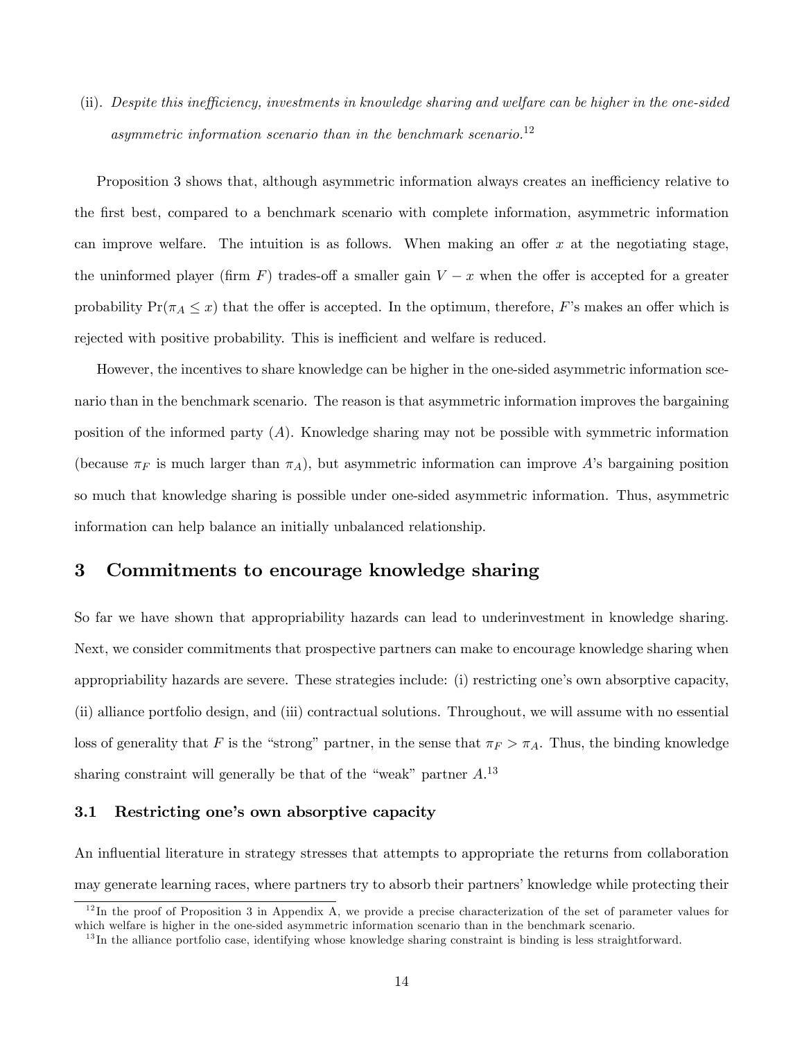(ii). *Despite this inefficiency, investments in knowledge sharing and welfare can be higher in the one-sided asymmetric information scenario than in the benchmark scenario.*[12]

Proposition 3 shows that, although asymmetric information always creates an inefficiency relative to the first best, compared to a benchmark scenario with complete information, asymmetric information can improve welfare. The intuition is as follows. When making an offer $x$ at the negotiating stage, the uninformed player (firm $F$) trades-off a smaller gain $V - x$ when the offer is accepted for a greater probability $\Pr(\pi_A \leq x)$ that the offer is accepted. In the optimum, therefore, $F$'s makes an offer which is rejected with positive probability. This is inefficient and welfare is reduced.

However, the incentives to share knowledge can be higher in the one-sided asymmetric information scenario than in the benchmark scenario. The reason is that asymmetric information improves the bargaining position of the informed party ($A$). Knowledge sharing may not be possible with symmetric information (because $\pi_F$ is much larger than $\pi_A$), but asymmetric information can improve $A$'s bargaining position so much that knowledge sharing is possible under one-sided asymmetric information. Thus, asymmetric information can help balance an initially unbalanced relationship.

# 3 Commitments to encourage knowledge sharing

So far we have shown that appropriability hazards can lead to underinvestment in knowledge sharing. Next, we consider commitments that prospective partners can make to encourage knowledge sharing when appropriability hazards are severe. These strategies include: (i) restricting one's own absorptive capacity, (ii) alliance portfolio design, and (iii) contractual solutions. Throughout, we will assume with no essential loss of generality that $F$ is the "strong" partner, in the sense that $\pi_F > \pi_A$. Thus, the binding knowledge sharing constraint will generally be that of the "weak" partner $A$.[13]

## 3.1 Restricting one's own absorptive capacity

An influential literature in strategy stresses that attempts to appropriate the returns from collaboration may generate learning races, where partners try to absorb their partners' knowledge while protecting their

[12] In the proof of Proposition 3 in Appendix A, we provide a precise characterization of the set of parameter values for which welfare is higher in the one-sided asymmetric information scenario than in the benchmark scenario.

[13] In the alliance portfolio case, identifying whose knowledge sharing constraint is binding is less straightforward.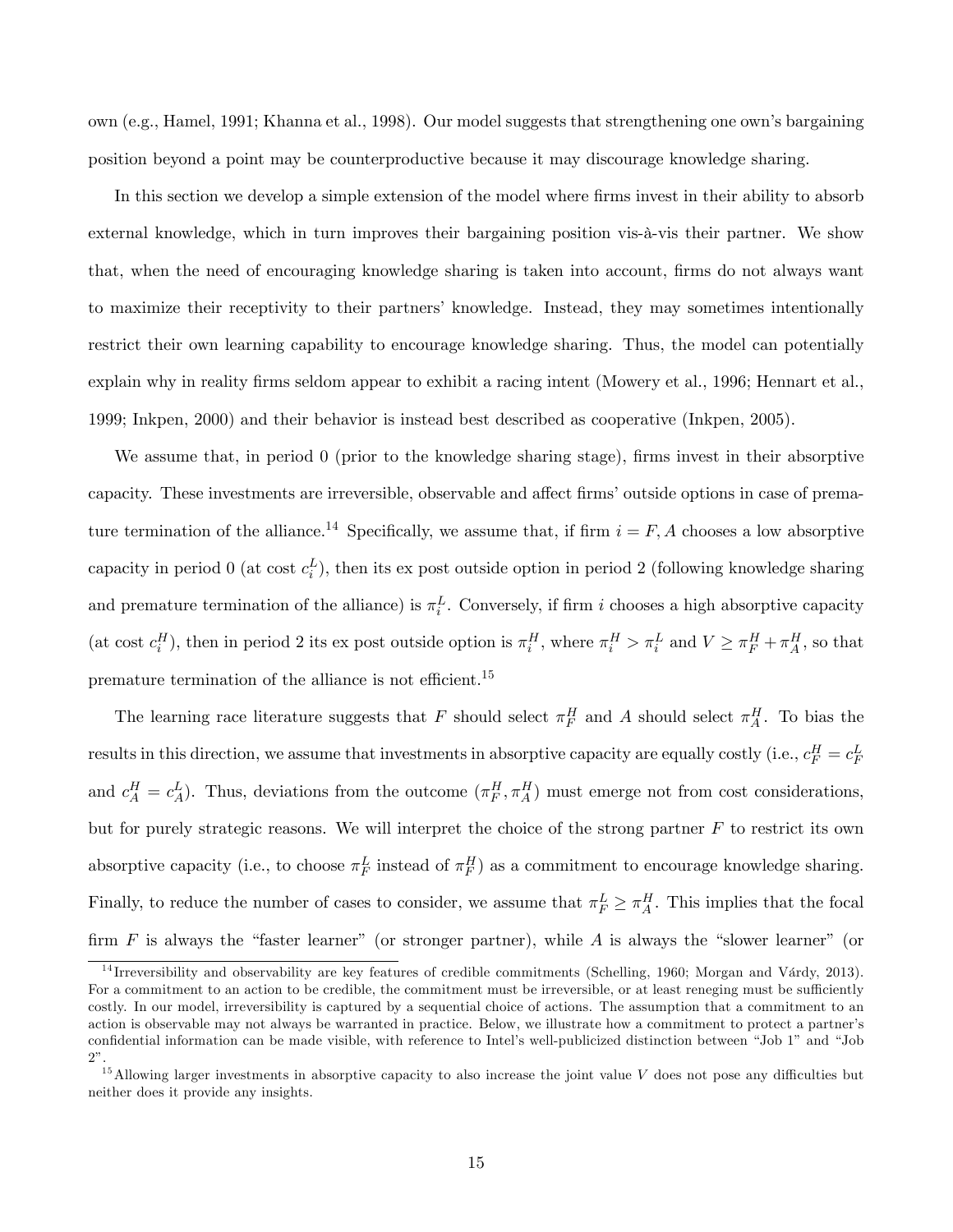own (e.g., Hamel, 1991; Khanna et al., 1998). Our model suggests that strengthening one own's bargaining position beyond a point may be counterproductive because it may discourage knowledge sharing.

In this section we develop a simple extension of the model where firms invest in their ability to absorb external knowledge, which in turn improves their bargaining position vis-à-vis their partner. We show that, when the need of encouraging knowledge sharing is taken into account, firms do not always want to maximize their receptivity to their partners' knowledge. Instead, they may sometimes intentionally restrict their own learning capability to encourage knowledge sharing. Thus, the model can potentially explain why in reality firms seldom appear to exhibit a racing intent (Mowery et al., 1996; Hennart et al., 1999; Inkpen, 2000) and their behavior is instead best described as cooperative (Inkpen, 2005).

We assume that, in period 0 (prior to the knowledge sharing stage), firms invest in their absorptive capacity. These investments are irreversible, observable and affect firms' outside options in case of premature termination of the alliance.[14] Specifically, we assume that, if firm $i = F, A$ chooses a low absorptive capacity in period 0 (at cost $c_i^L$), then its ex post outside option in period 2 (following knowledge sharing and premature termination of the alliance) is $\pi_i^L$. Conversely, if firm $i$ chooses a high absorptive capacity (at cost $c_i^H$), then in period 2 its ex post outside option is $\pi_i^H$, where $\pi_i^H > \pi_i^L$ and $V \geq \pi_F^H + \pi_A^H$, so that premature termination of the alliance is not efficient.[15]

The learning race literature suggests that $F$ should select $\pi_F^H$ and $A$ should select $\pi_A^H$. To bias the results in this direction, we assume that investments in absorptive capacity are equally costly (i.e., $c_F^H = c_F^L$ and $c_A^H = c_A^L$). Thus, deviations from the outcome $(\pi_F^H, \pi_A^H)$ must emerge not from cost considerations, but for purely strategic reasons. We will interpret the choice of the strong partner $F$ to restrict its own absorptive capacity (i.e., to choose $\pi_F^L$ instead of $\pi_F^H$) as a commitment to encourage knowledge sharing. Finally, to reduce the number of cases to consider, we assume that $\pi_F^L \geq \pi_A^H$. This implies that the focal firm $F$ is always the "faster learner" (or stronger partner), while $A$ is always the "slower learner" (or

[14] Irreversibility and observability are key features of credible commitments (Schelling, 1960; Morgan and Várdy, 2013). For a commitment to an action to be credible, the commitment must be irreversible, or at least reneging must be sufficiently costly. In our model, irreversibility is captured by a sequential choice of actions. The assumption that a commitment to an action is observable may not always be warranted in practice. Below, we illustrate how a commitment to protect a partner's confidential information can be made visible, with reference to Intel's well-publicized distinction between "Job 1" and "Job 2".

[15] Allowing larger investments in absorptive capacity to also increase the joint value $V$ does not pose any difficulties but neither does it provide any insights.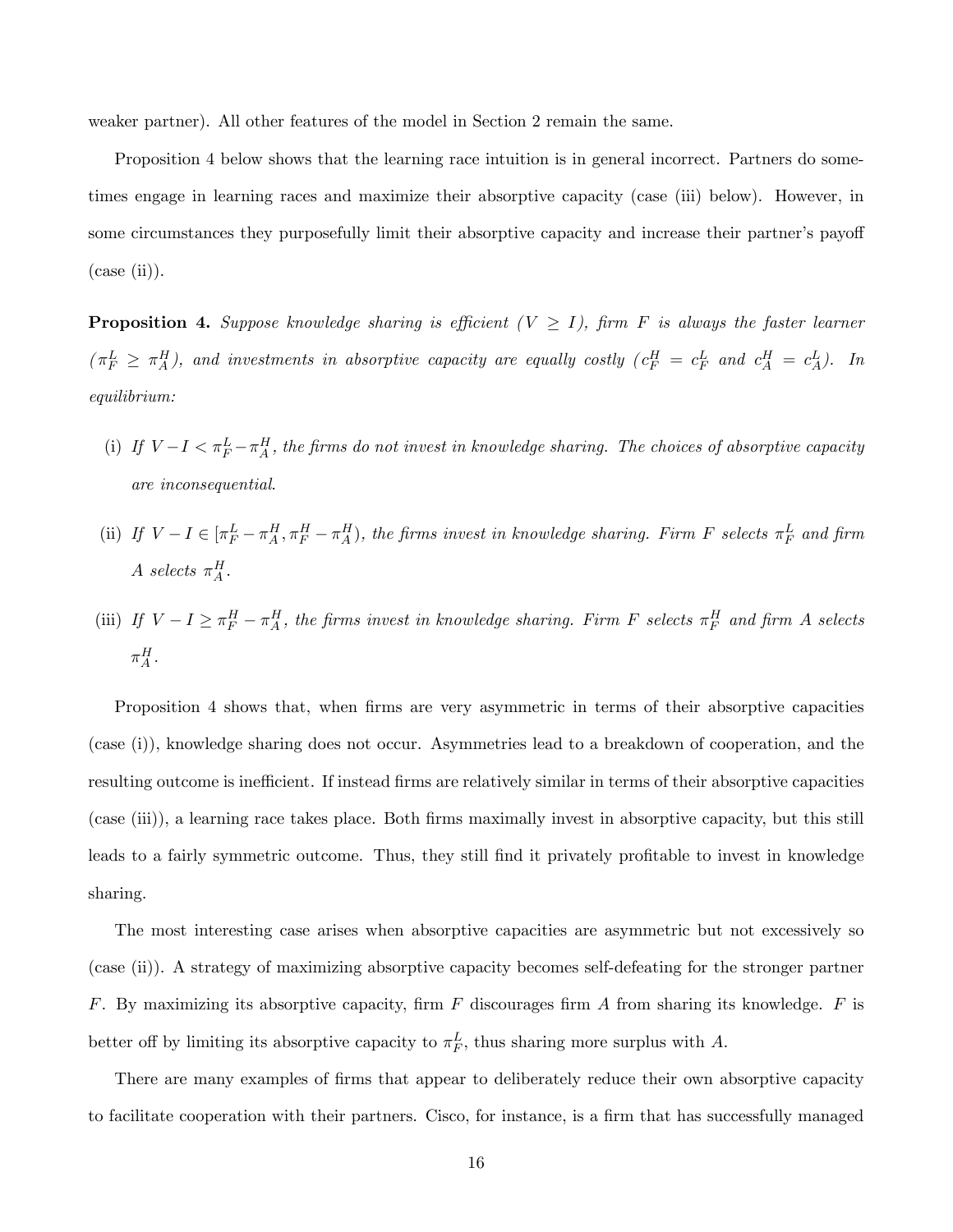weaker partner). All other features of the model in Section 2 remain the same.

Proposition 4 below shows that the learning race intuition is in general incorrect. Partners do sometimes engage in learning races and maximize their absorptive capacity (case (iii) below). However, in some circumstances they purposefully limit their absorptive capacity and increase their partner's payoff (case (ii)).

**Proposition 4.** *Suppose knowledge sharing is efficient ($V \geq I$), firm $F$ is always the faster learner ($\pi_F^L \geq \pi_A^H$), and investments in absorptive capacity are equally costly ($c_F^H = c_F^L$ and $c_A^H = c_A^L$). In equilibrium:*

(i) *If $V - I < \pi_F^L - \pi_A^H$, the firms do not invest in knowledge sharing. The choices of absorptive capacity are inconsequential.*

(ii) *If $V - I \in [\pi_F^L - \pi_A^H, \pi_F^H - \pi_A^H)$, the firms invest in knowledge sharing. Firm $F$ selects $\pi_F^L$ and firm $A$ selects $\pi_A^H$.*

(iii) *If $V - I \geq \pi_F^H - \pi_A^H$, the firms invest in knowledge sharing. Firm $F$ selects $\pi_F^H$ and firm $A$ selects $\pi_A^H$.*

Proposition 4 shows that, when firms are very asymmetric in terms of their absorptive capacities (case (i)), knowledge sharing does not occur. Asymmetries lead to a breakdown of cooperation, and the resulting outcome is inefficient. If instead firms are relatively similar in terms of their absorptive capacities (case (iii)), a learning race takes place. Both firms maximally invest in absorptive capacity, but this still leads to a fairly symmetric outcome. Thus, they still find it privately profitable to invest in knowledge sharing.

The most interesting case arises when absorptive capacities are asymmetric but not excessively so (case (ii)). A strategy of maximizing absorptive capacity becomes self-defeating for the stronger partner $F$. By maximizing its absorptive capacity, firm $F$ discourages firm $A$ from sharing its knowledge. $F$ is better off by limiting its absorptive capacity to $\pi_F^L$, thus sharing more surplus with $A$.

There are many examples of firms that appear to deliberately reduce their own absorptive capacity to facilitate cooperation with their partners. Cisco, for instance, is a firm that has successfully managed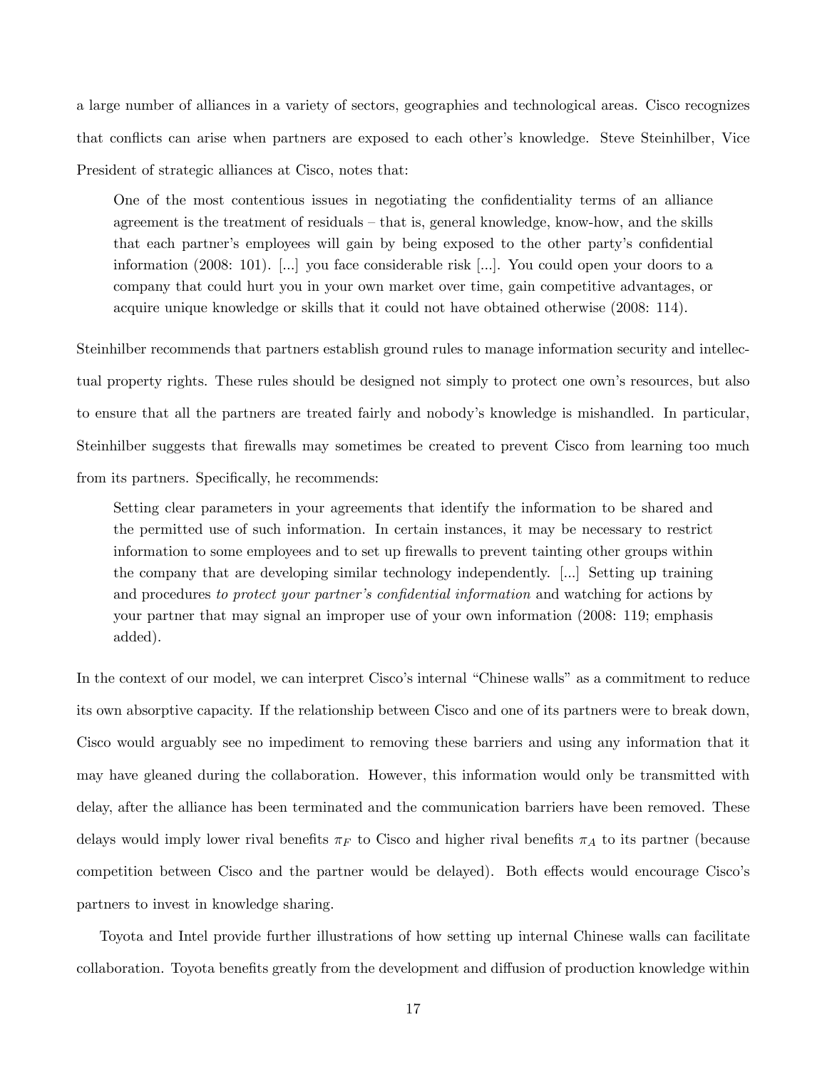a large number of alliances in a variety of sectors, geographies and technological areas. Cisco recognizes that conflicts can arise when partners are exposed to each other's knowledge. Steve Steinhilber, Vice President of strategic alliances at Cisco, notes that:

> One of the most contentious issues in negotiating the confidentiality terms of an alliance agreement is the treatment of residuals – that is, general knowledge, know-how, and the skills that each partner's employees will gain by being exposed to the other party's confidential information (2008: 101). [...] you face considerable risk [...]. You could open your doors to a company that could hurt you in your own market over time, gain competitive advantages, or acquire unique knowledge or skills that it could not have obtained otherwise (2008: 114).

Steinhilber recommends that partners establish ground rules to manage information security and intellectual property rights. These rules should be designed not simply to protect one own's resources, but also to ensure that all the partners are treated fairly and nobody's knowledge is mishandled. In particular, Steinhilber suggests that firewalls may sometimes be created to prevent Cisco from learning too much from its partners. Specifically, he recommends:

> Setting clear parameters in your agreements that identify the information to be shared and the permitted use of such information. In certain instances, it may be necessary to restrict information to some employees and to set up firewalls to prevent tainting other groups within the company that are developing similar technology independently. [...] Setting up training and procedures *to protect your partner's confidential information* and watching for actions by your partner that may signal an improper use of your own information (2008: 119; emphasis added).

In the context of our model, we can interpret Cisco's internal "Chinese walls" as a commitment to reduce its own absorptive capacity. If the relationship between Cisco and one of its partners were to break down, Cisco would arguably see no impediment to removing these barriers and using any information that it may have gleaned during the collaboration. However, this information would only be transmitted with delay, after the alliance has been terminated and the communication barriers have been removed. These delays would imply lower rival benefits $\pi_F$ to Cisco and higher rival benefits $\pi_A$ to its partner (because competition between Cisco and the partner would be delayed). Both effects would encourage Cisco's partners to invest in knowledge sharing.

Toyota and Intel provide further illustrations of how setting up internal Chinese walls can facilitate collaboration. Toyota benefits greatly from the development and diffusion of production knowledge within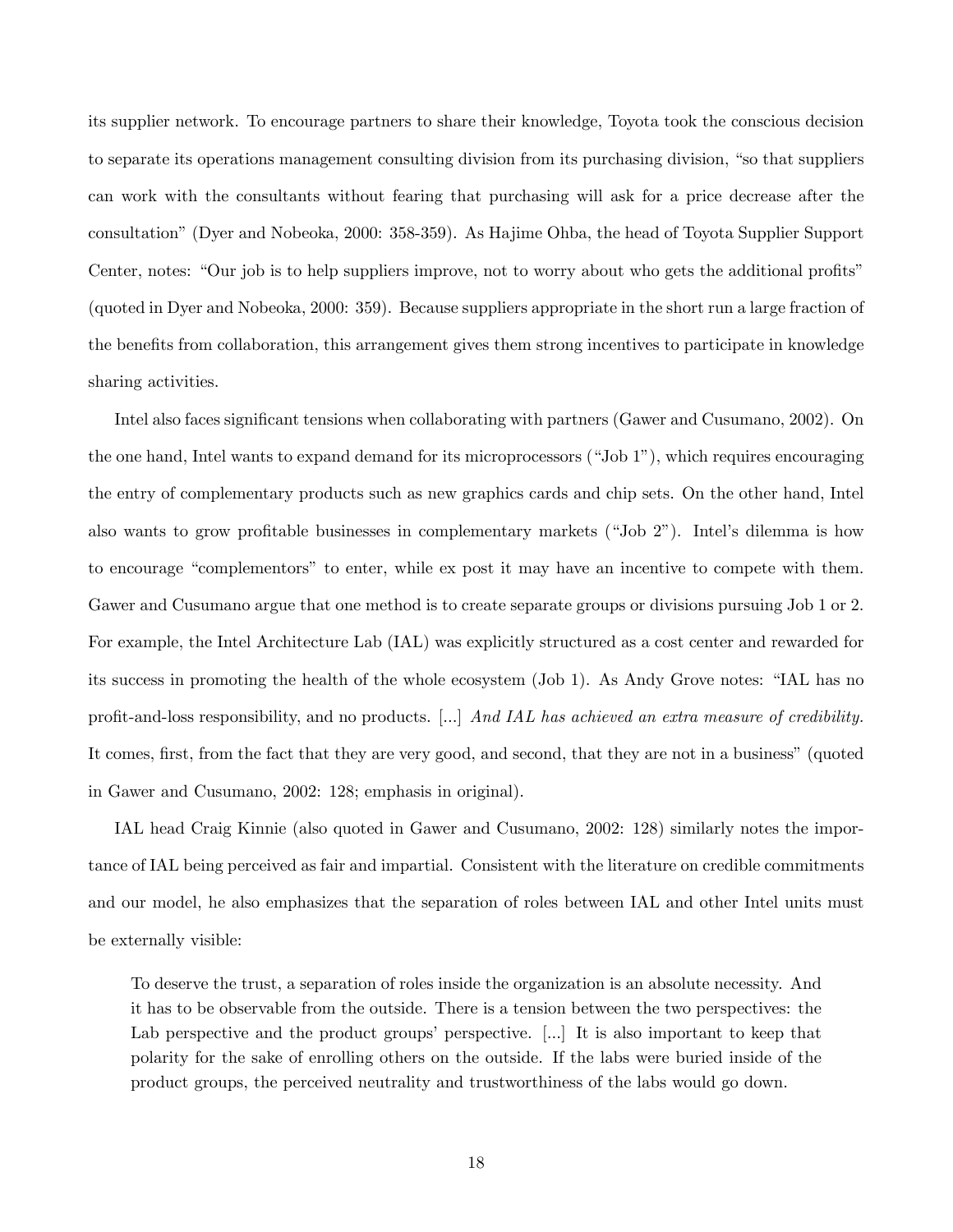its supplier network. To encourage partners to share their knowledge, Toyota took the conscious decision to separate its operations management consulting division from its purchasing division, "so that suppliers can work with the consultants without fearing that purchasing will ask for a price decrease after the consultation" (Dyer and Nobeoka, 2000: 358-359). As Hajime Ohba, the head of Toyota Supplier Support Center, notes: "Our job is to help suppliers improve, not to worry about who gets the additional profits" (quoted in Dyer and Nobeoka, 2000: 359). Because suppliers appropriate in the short run a large fraction of the benefits from collaboration, this arrangement gives them strong incentives to participate in knowledge sharing activities.

Intel also faces significant tensions when collaborating with partners (Gawer and Cusumano, 2002). On the one hand, Intel wants to expand demand for its microprocessors ("Job 1"), which requires encouraging the entry of complementary products such as new graphics cards and chip sets. On the other hand, Intel also wants to grow profitable businesses in complementary markets ("Job 2"). Intel's dilemma is how to encourage "complementors" to enter, while ex post it may have an incentive to compete with them. Gawer and Cusumano argue that one method is to create separate groups or divisions pursuing Job 1 or 2. For example, the Intel Architecture Lab (IAL) was explicitly structured as a cost center and rewarded for its success in promoting the health of the whole ecosystem (Job 1). As Andy Grove notes: "IAL has no profit-and-loss responsibility, and no products. [...] *And IAL has achieved an extra measure of credibility.* It comes, first, from the fact that they are very good, and second, that they are not in a business" (quoted in Gawer and Cusumano, 2002: 128; emphasis in original).

IAL head Craig Kinnie (also quoted in Gawer and Cusumano, 2002: 128) similarly notes the importance of IAL being perceived as fair and impartial. Consistent with the literature on credible commitments and our model, he also emphasizes that the separation of roles between IAL and other Intel units must be externally visible:

> To deserve the trust, a separation of roles inside the organization is an absolute necessity. And it has to be observable from the outside. There is a tension between the two perspectives: the Lab perspective and the product groups' perspective. [...] It is also important to keep that polarity for the sake of enrolling others on the outside. If the labs were buried inside of the product groups, the perceived neutrality and trustworthiness of the labs would go down.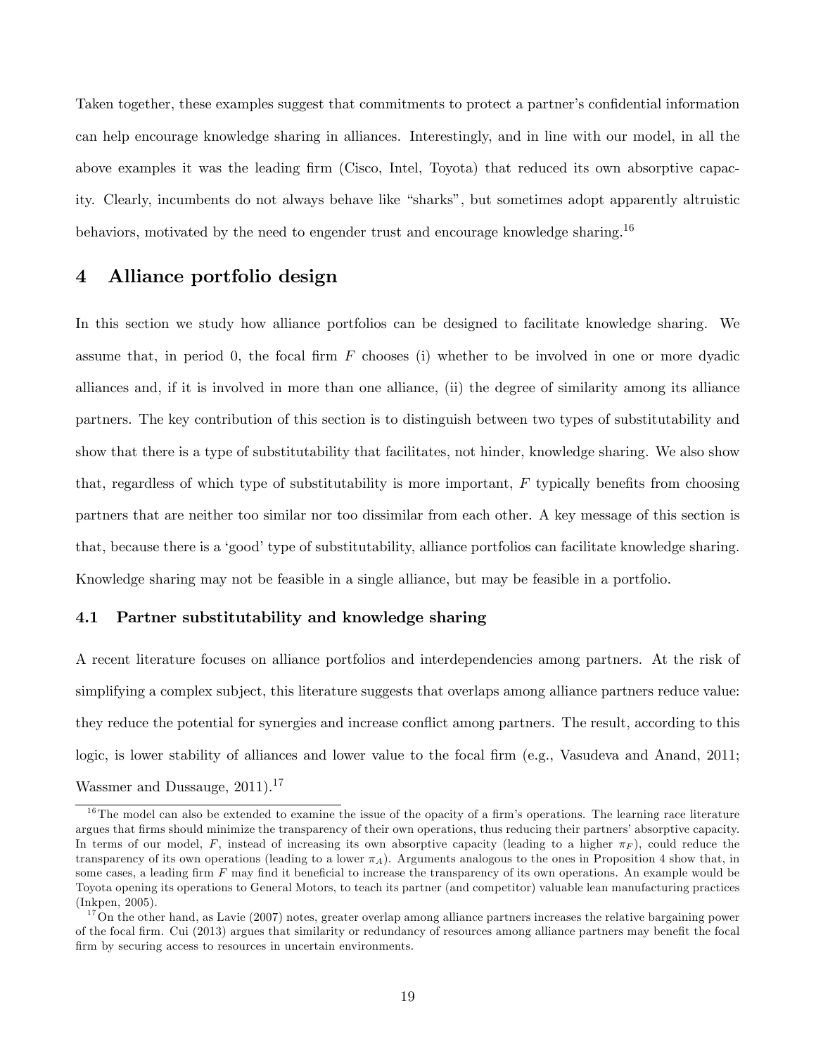Taken together, these examples suggest that commitments to protect a partner's confidential information can help encourage knowledge sharing in alliances. Interestingly, and in line with our model, in all the above examples it was the leading firm (Cisco, Intel, Toyota) that reduced its own absorptive capacity. Clearly, incumbents do not always behave like "sharks", but sometimes adopt apparently altruistic behaviors, motivated by the need to engender trust and encourage knowledge sharing.[16]

# 4 Alliance portfolio design

In this section we study how alliance portfolios can be designed to facilitate knowledge sharing. We assume that, in period 0, the focal firm $F$ chooses (i) whether to be involved in one or more dyadic alliances and, if it is involved in more than one alliance, (ii) the degree of similarity among its alliance partners. The key contribution of this section is to distinguish between two types of substitutability and show that there is a type of substitutability that facilitates, not hinder, knowledge sharing. We also show that, regardless of which type of substitutability is more important, $F$ typically benefits from choosing partners that are neither too similar nor too dissimilar from each other. A key message of this section is that, because there is a 'good' type of substitutability, alliance portfolios can facilitate knowledge sharing. Knowledge sharing may not be feasible in a single alliance, but may be feasible in a portfolio.

## 4.1 Partner substitutability and knowledge sharing

A recent literature focuses on alliance portfolios and interdependencies among partners. At the risk of simplifying a complex subject, this literature suggests that overlaps among alliance partners reduce value: they reduce the potential for synergies and increase conflict among partners. The result, according to this logic, is lower stability of alliances and lower value to the focal firm (e.g., Vasudeva and Anand, 2011; Wassmer and Dussauge, 2011).[17]

---

[16] The model can also be extended to examine the issue of the opacity of a firm's operations. The learning race literature argues that firms should minimize the transparency of their own operations, thus reducing their partners' absorptive capacity. In terms of our model, $F$, instead of increasing its own absorptive capacity (leading to a higher $\pi_F$), could reduce the transparency of its own operations (leading to a lower $\pi_A$). Arguments analogous to the ones in Proposition 4 show that, in some cases, a leading firm $F$ may find it beneficial to increase the transparency of its own operations. An example would be Toyota opening its operations to General Motors, to teach its partner (and competitor) valuable lean manufacturing practices (Inkpen, 2005).

[17] On the other hand, as Lavie (2007) notes, greater overlap among alliance partners increases the relative bargaining power of the focal firm. Cui (2013) argues that similarity or redundancy of resources among alliance partners may benefit the focal firm by securing access to resources in uncertain environments.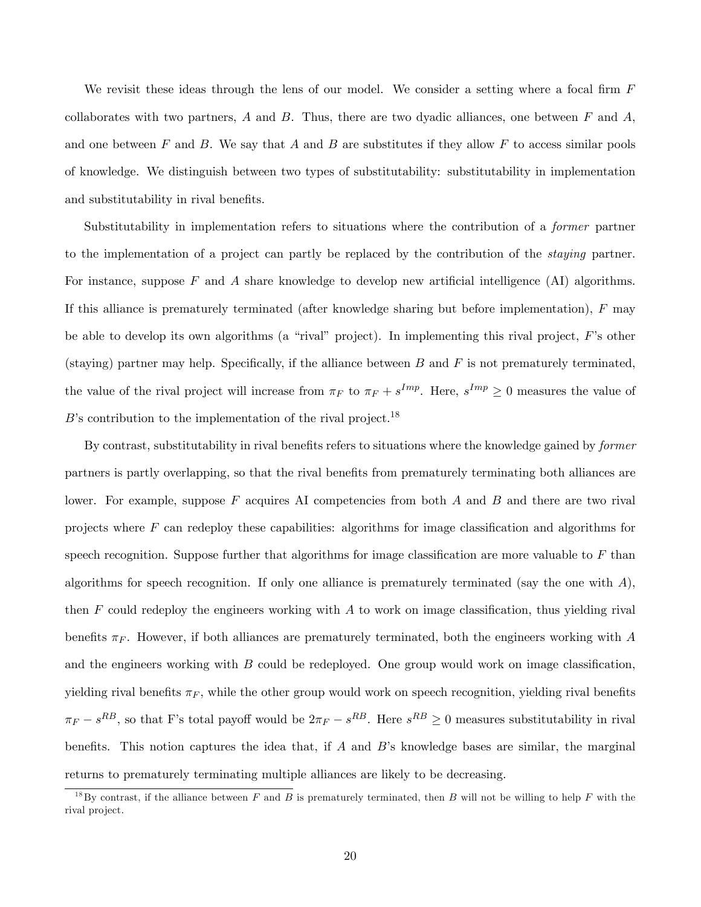We revisit these ideas through the lens of our model. We consider a setting where a focal firm $F$ collaborates with two partners, $A$ and $B$. Thus, there are two dyadic alliances, one between $F$ and $A$, and one between $F$ and $B$. We say that $A$ and $B$ are substitutes if they allow $F$ to access similar pools of knowledge. We distinguish between two types of substitutability: substitutability in implementation and substitutability in rival benefits.

Substitutability in implementation refers to situations where the contribution of a *former* partner to the implementation of a project can partly be replaced by the contribution of the *staying* partner. For instance, suppose $F$ and $A$ share knowledge to develop new artificial intelligence (AI) algorithms. If this alliance is prematurely terminated (after knowledge sharing but before implementation), $F$ may be able to develop its own algorithms (a "rival" project). In implementing this rival project, $F$'s other (staying) partner may help. Specifically, if the alliance between $B$ and $F$ is not prematurely terminated, the value of the rival project will increase from $\pi_F$ to $\pi_F + s^{Imp}$. Here, $s^{Imp} \geq 0$ measures the value of $B$'s contribution to the implementation of the rival project.[18]

By contrast, substitutability in rival benefits refers to situations where the knowledge gained by *former* partners is partly overlapping, so that the rival benefits from prematurely terminating both alliances are lower. For example, suppose $F$ acquires AI competencies from both $A$ and $B$ and there are two rival projects where $F$ can redeploy these capabilities: algorithms for image classification and algorithms for speech recognition. Suppose further that algorithms for image classification are more valuable to $F$ than algorithms for speech recognition. If only one alliance is prematurely terminated (say the one with $A$), then $F$ could redeploy the engineers working with $A$ to work on image classification, thus yielding rival benefits $\pi_F$. However, if both alliances are prematurely terminated, both the engineers working with $A$ and the engineers working with $B$ could be redeployed. One group would work on image classification, yielding rival benefits $\pi_F$, while the other group would work on speech recognition, yielding rival benefits $\pi_F - s^{RB}$, so that F's total payoff would be $2\pi_F - s^{RB}$. Here $s^{RB} \geq 0$ measures substitutability in rival benefits. This notion captures the idea that, if $A$ and $B$'s knowledge bases are similar, the marginal returns to prematurely terminating multiple alliances are likely to be decreasing.

[18] By contrast, if the alliance between $F$ and $B$ is prematurely terminated, then $B$ will not be willing to help $F$ with the rival project.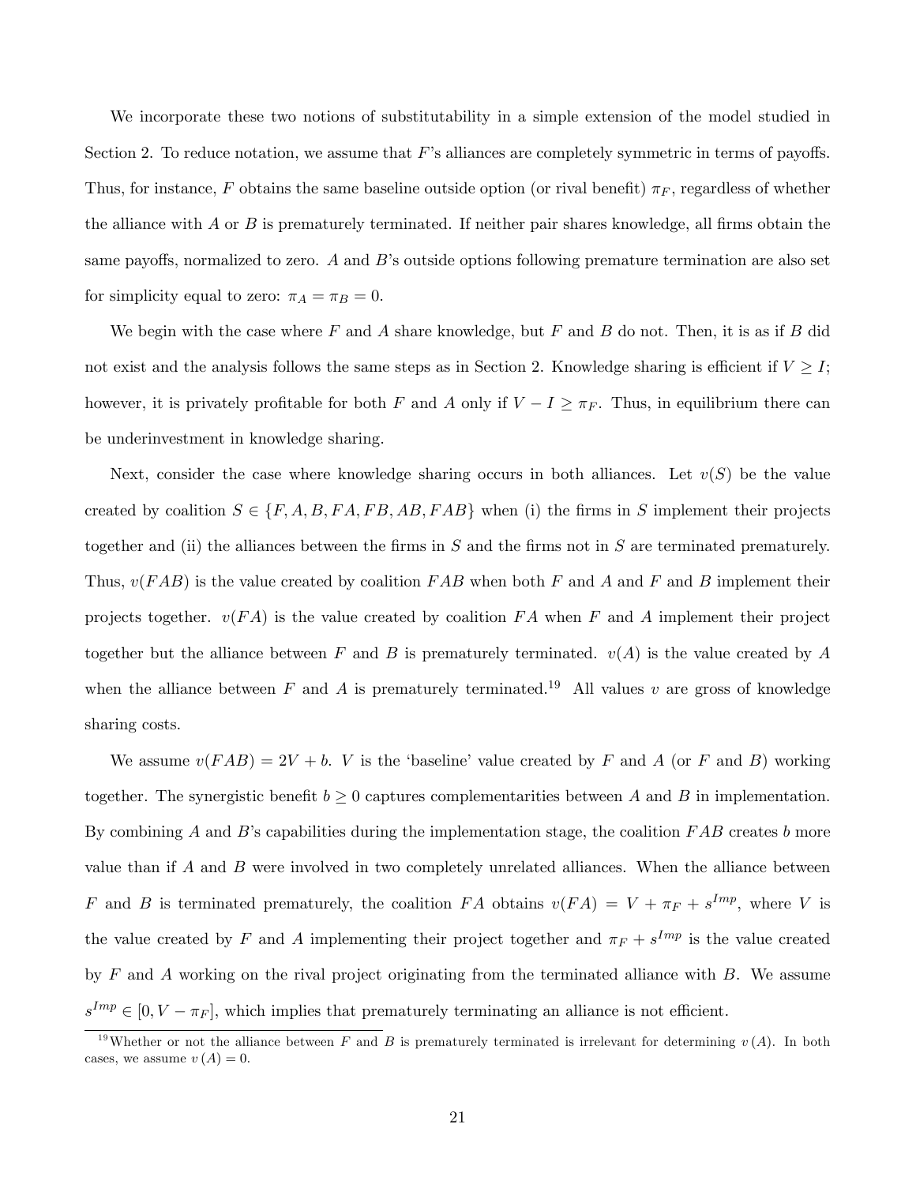We incorporate these two notions of substitutability in a simple extension of the model studied in Section 2. To reduce notation, we assume that $F$'s alliances are completely symmetric in terms of payoffs. Thus, for instance, $F$ obtains the same baseline outside option (or rival benefit) $\pi_F$, regardless of whether the alliance with $A$ or $B$ is prematurely terminated. If neither pair shares knowledge, all firms obtain the same payoffs, normalized to zero. $A$ and $B$'s outside options following premature termination are also set for simplicity equal to zero: $\pi_A = \pi_B = 0$.

We begin with the case where $F$ and $A$ share knowledge, but $F$ and $B$ do not. Then, it is as if $B$ did not exist and the analysis follows the same steps as in Section 2. Knowledge sharing is efficient if $V \geq I$; however, it is privately profitable for both $F$ and $A$ only if $V - I \geq \pi_F$. Thus, in equilibrium there can be underinvestment in knowledge sharing.

Next, consider the case where knowledge sharing occurs in both alliances. Let $v(S)$ be the value created by coalition $S \in \{F, A, B, FA, FB, AB, FAB\}$ when (i) the firms in $S$ implement their projects together and (ii) the alliances between the firms in $S$ and the firms not in $S$ are terminated prematurely. Thus, $v(FAB)$ is the value created by coalition $FAB$ when both $F$ and $A$ and $F$ and $B$ implement their projects together. $v(FA)$ is the value created by coalition $FA$ when $F$ and $A$ implement their project together but the alliance between $F$ and $B$ is prematurely terminated. $v(A)$ is the value created by $A$ when the alliance between $F$ and $A$ is prematurely terminated.[19] All values $v$ are gross of knowledge sharing costs.

We assume $v(FAB) = 2V + b$. $V$ is the 'baseline' value created by $F$ and $A$ (or $F$ and $B$) working together. The synergistic benefit $b \geq 0$ captures complementarities between $A$ and $B$ in implementation. By combining $A$ and $B$'s capabilities during the implementation stage, the coalition $FAB$ creates $b$ more value than if $A$ and $B$ were involved in two completely unrelated alliances. When the alliance between $F$ and $B$ is terminated prematurely, the coalition $FA$ obtains $v(FA) = V + \pi_F + s^{Imp}$, where $V$ is the value created by $F$ and $A$ implementing their project together and $\pi_F + s^{Imp}$ is the value created by $F$ and $A$ working on the rival project originating from the terminated alliance with $B$. We assume $s^{Imp} \in [0, V - \pi_F]$, which implies that prematurely terminating an alliance is not efficient.

[19] Whether or not the alliance between $F$ and $B$ is prematurely terminated is irrelevant for determining $v(A)$. In both cases, we assume $v(A) = 0$.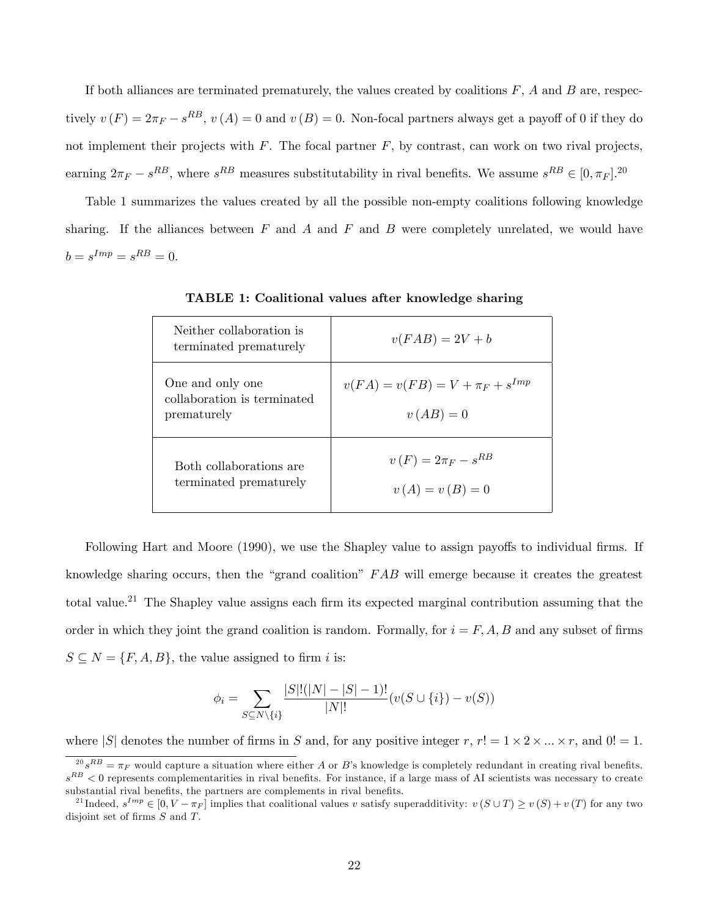If both alliances are terminated prematurely, the values created by coalitions $F$, $A$ and $B$ are, respectively $v(F) = 2\pi_F - s^{RB}$, $v(A) = 0$ and $v(B) = 0$. Non-focal partners always get a payoff of 0 if they do not implement their projects with $F$. The focal partner $F$, by contrast, can work on two rival projects, earning $2\pi_F - s^{RB}$, where $s^{RB}$ measures substitutability in rival benefits. We assume $s^{RB} \in [0, \pi_F]$.[20]

Table 1 summarizes the values created by all the possible non-empty coalitions following knowledge sharing. If the alliances between $F$ and $A$ and $F$ and $B$ were completely unrelated, we would have $b = s^{Imp} = s^{RB} = 0$.

**TABLE 1: Coalitional values after knowledge sharing**

| | |
|---|---|
| Neither collaboration is terminated prematurely | $v(FAB) = 2V + b$ |
| One and only one collaboration is terminated prematurely | $v(FA) = v(FB) = V + \pi_F + s^{Imp}$ <br> $v(AB) = 0$ |
| Both collaborations are terminated prematurely | $v(F) = 2\pi_F - s^{RB}$ <br> $v(A) = v(B) = 0$ |

Following Hart and Moore (1990), we use the Shapley value to assign payoffs to individual firms. If knowledge sharing occurs, then the "grand coalition" $FAB$ will emerge because it creates the greatest total value.[21] The Shapley value assigns each firm its expected marginal contribution assuming that the order in which they joint the grand coalition is random. Formally, for $i = F, A, B$ and any subset of firms $S \subseteq N = \{F, A, B\}$, the value assigned to firm $i$ is:

$$\phi_i = \sum_{S \subseteq N \setminus \{i\}} \frac{|S|!(|N| - |S| - 1)!}{|N|!} (v(S \cup \{i\}) - v(S))$$

where $|S|$ denotes the number of firms in $S$ and, for any positive integer $r$, $r! = 1 \times 2 \times ... \times r$, and $0! = 1$.

[20] $s^{RB} = \pi_F$ would capture a situation where either $A$ or $B$'s knowledge is completely redundant in creating rival benefits. $s^{RB} < 0$ represents complementarities in rival benefits. For instance, if a large mass of AI scientists was necessary to create substantial rival benefits, the partners are complements in rival benefits.

[21] Indeed, $s^{Imp} \in [0, V - \pi_F]$ implies that coalitional values $v$ satisfy superadditivity: $v(S \cup T) \geq v(S) + v(T)$ for any two disjoint set of firms $S$ and $T$.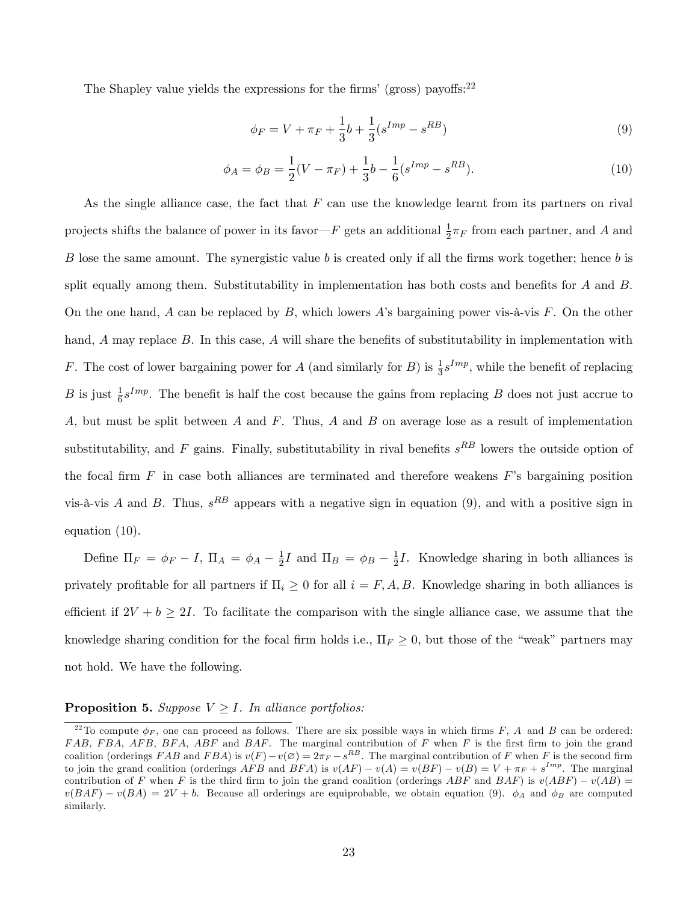The Shapley value yields the expressions for the firms' (gross) payoffs:[22]

$$\phi_F = V + \pi_F + \frac{1}{3}b + \frac{1}{3}(s^{Imp} - s^{RB}) \tag{9}$$

$$\phi_A = \phi_B = \frac{1}{2}(V - \pi_F) + \frac{1}{3}b - \frac{1}{6}(s^{Imp} - s^{RB}). \tag{10}$$

As the single alliance case, the fact that $F$ can use the knowledge learnt from its partners on rival projects shifts the balance of power in its favor—$F$ gets an additional $\frac{1}{2}\pi_F$ from each partner, and $A$ and $B$ lose the same amount. The synergistic value $b$ is created only if all the firms work together; hence $b$ is split equally among them. Substitutability in implementation has both costs and benefits for $A$ and $B$. On the one hand, $A$ can be replaced by $B$, which lowers $A$'s bargaining power vis-à-vis $F$. On the other hand, $A$ may replace $B$. In this case, $A$ will share the benefits of substitutability in implementation with $F$. The cost of lower bargaining power for $A$ (and similarly for $B$) is $\frac{1}{3}s^{Imp}$, while the benefit of replacing $B$ is just $\frac{1}{6}s^{Imp}$. The benefit is half the cost because the gains from replacing $B$ does not just accrue to $A$, but must be split between $A$ and $F$. Thus, $A$ and $B$ on average lose as a result of implementation substitutability, and $F$ gains. Finally, substitutability in rival benefits $s^{RB}$ lowers the outside option of the focal firm $F$ in case both alliances are terminated and therefore weakens $F$'s bargaining position vis-à-vis $A$ and $B$. Thus, $s^{RB}$ appears with a negative sign in equation (9), and with a positive sign in equation (10).

Define $\Pi_F = \phi_F - I$, $\Pi_A = \phi_A - \frac{1}{2}I$ and $\Pi_B = \phi_B - \frac{1}{2}I$. Knowledge sharing in both alliances is privately profitable for all partners if $\Pi_i \geq 0$ for all $i = F, A, B$. Knowledge sharing in both alliances is efficient if $2V + b \geq 2I$. To facilitate the comparison with the single alliance case, we assume that the knowledge sharing condition for the focal firm holds i.e., $\Pi_F \geq 0$, but those of the "weak" partners may not hold. We have the following.

**Proposition 5.** *Suppose $V \geq I$. In alliance portfolios:*

[22] To compute $\phi_F$, one can proceed as follows. There are six possible ways in which firms $F$, $A$ and $B$ can be ordered: $FAB$, $FBA$, $AFB$, $BFA$, $ABF$ and $BAF$. The marginal contribution of $F$ when $F$ is the first firm to join the grand coalition (orderings $FAB$ and $FBA$) is $v(F) - v(\varnothing) = 2\pi_F - s^{RB}$. The marginal contribution of $F$ when $F$ is the second firm to join the grand coalition (orderings $AFB$ and $BFA$) is $v(AF) - v(A) = v(BF) - v(B) = V + \pi_F + s^{Imp}$. The marginal contribution of $F$ when $F$ is the third firm to join the grand coalition (orderings $ABF$ and $BAF$) is $v(ABF) - v(AB) = v(BAF) - v(BA) = 2V + b$. Because all orderings are equiprobable, we obtain equation (9). $\phi_A$ and $\phi_B$ are computed similarly.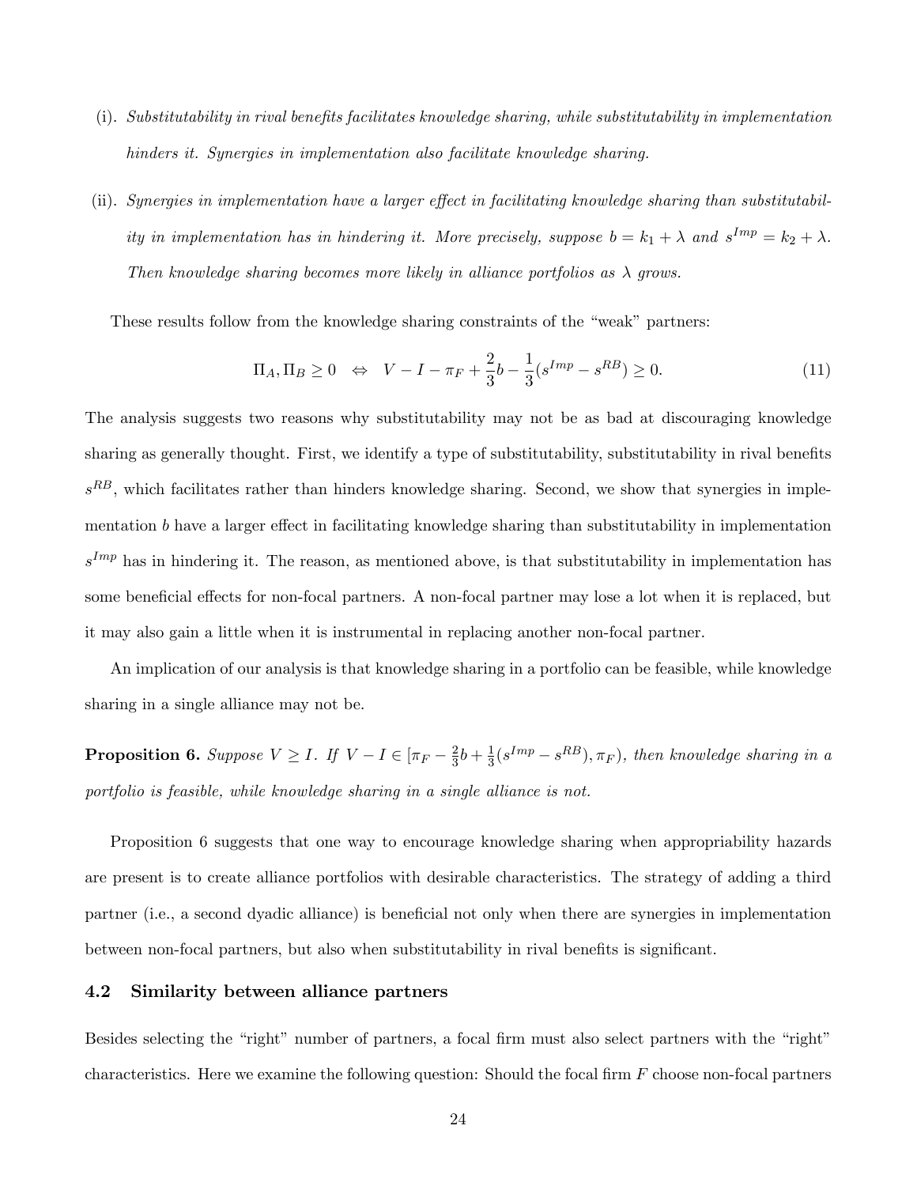(i). *Substitutability in rival benefits facilitates knowledge sharing, while substitutability in implementation hinders it. Synergies in implementation also facilitate knowledge sharing.*

(ii). *Synergies in implementation have a larger effect in facilitating knowledge sharing than substitutability in implementation has in hindering it. More precisely, suppose $b = k_1 + \lambda$ and $s^{Imp} = k_2 + \lambda$. Then knowledge sharing becomes more likely in alliance portfolios as $\lambda$ grows.*

These results follow from the knowledge sharing constraints of the "weak" partners:

$$\Pi_A, \Pi_B \geq 0 \quad \Leftrightarrow \quad V - I - \pi_F + \frac{2}{3}b - \frac{1}{3}(s^{Imp} - s^{RB}) \geq 0. \tag{11}$$

The analysis suggests two reasons why substitutability may not be as bad at discouraging knowledge sharing as generally thought. First, we identify a type of substitutability, substitutability in rival benefits $s^{RB}$, which facilitates rather than hinders knowledge sharing. Second, we show that synergies in implementation $b$ have a larger effect in facilitating knowledge sharing than substitutability in implementation $s^{Imp}$ has in hindering it. The reason, as mentioned above, is that substitutability in implementation has some beneficial effects for non-focal partners. A non-focal partner may lose a lot when it is replaced, but it may also gain a little when it is instrumental in replacing another non-focal partner.

An implication of our analysis is that knowledge sharing in a portfolio can be feasible, while knowledge sharing in a single alliance may not be.

**Proposition 6.** *Suppose $V \geq I$. If $V - I \in [\pi_F - \frac{2}{3}b + \frac{1}{3}(s^{Imp} - s^{RB}), \pi_F)$, then knowledge sharing in a portfolio is feasible, while knowledge sharing in a single alliance is not.*

Proposition 6 suggests that one way to encourage knowledge sharing when appropriability hazards are present is to create alliance portfolios with desirable characteristics. The strategy of adding a third partner (i.e., a second dyadic alliance) is beneficial not only when there are synergies in implementation between non-focal partners, but also when substitutability in rival benefits is significant.

## 4.2 Similarity between alliance partners

Besides selecting the "right" number of partners, a focal firm must also select partners with the "right" characteristics. Here we examine the following question: Should the focal firm $F$ choose non-focal partners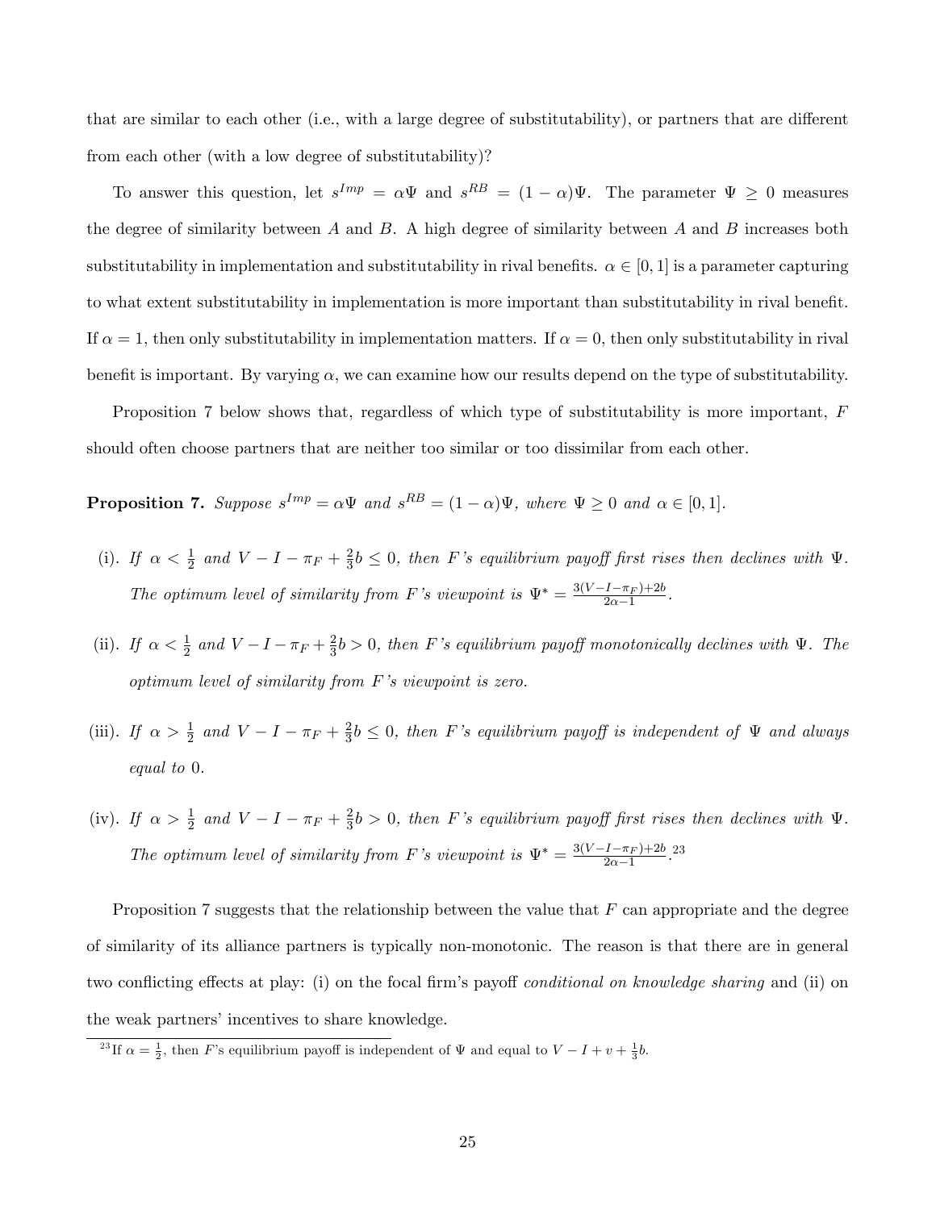that are similar to each other (i.e., with a large degree of substitutability), or partners that are different from each other (with a low degree of substitutability)?

To answer this question, let $s^{Imp} = \alpha\Psi$ and $s^{RB} = (1-\alpha)\Psi$. The parameter $\Psi \geq 0$ measures the degree of similarity between $A$ and $B$. A high degree of similarity between $A$ and $B$ increases both substitutability in implementation and substitutability in rival benefits. $\alpha \in [0,1]$ is a parameter capturing to what extent substitutability in implementation is more important than substitutability in rival benefit. If $\alpha = 1$, then only substitutability in implementation matters. If $\alpha = 0$, then only substitutability in rival benefit is important. By varying $\alpha$, we can examine how our results depend on the type of substitutability.

Proposition 7 below shows that, regardless of which type of substitutability is more important, $F$ should often choose partners that are neither too similar or too dissimilar from each other.

**Proposition 7.** *Suppose $s^{Imp} = \alpha\Psi$ and $s^{RB} = (1-\alpha)\Psi$, where $\Psi \geq 0$ and $\alpha \in [0,1]$.*

(i). *If $\alpha < \frac{1}{2}$ and $V - I - \pi_F + \frac{2}{3}b \leq 0$, then $F$'s equilibrium payoff first rises then declines with $\Psi$. The optimum level of similarity from $F$'s viewpoint is $\Psi^* = \frac{3(V-I-\pi_F)+2b}{2\alpha-1}$.*

(ii). *If $\alpha < \frac{1}{2}$ and $V - I - \pi_F + \frac{2}{3}b > 0$, then $F$'s equilibrium payoff monotonically declines with $\Psi$. The optimum level of similarity from $F$'s viewpoint is zero.*

(iii). *If $\alpha > \frac{1}{2}$ and $V - I - \pi_F + \frac{2}{3}b \leq 0$, then $F$'s equilibrium payoff is independent of $\Psi$ and always equal to 0.*

(iv). *If $\alpha > \frac{1}{2}$ and $V - I - \pi_F + \frac{2}{3}b > 0$, then $F$'s equilibrium payoff first rises then declines with $\Psi$. The optimum level of similarity from $F$'s viewpoint is $\Psi^* = \frac{3(V-I-\pi_F)+2b}{2\alpha-1}$.*[23]

Proposition 7 suggests that the relationship between the value that $F$ can appropriate and the degree of similarity of its alliance partners is typically non-monotonic. The reason is that there are in general two conflicting effects at play: (i) on the focal firm's payoff *conditional on knowledge sharing* and (ii) on the weak partners' incentives to share knowledge.

[23] If $\alpha = \frac{1}{2}$, then $F$'s equilibrium payoff is independent of $\Psi$ and equal to $V - I + v + \frac{1}{3}b$.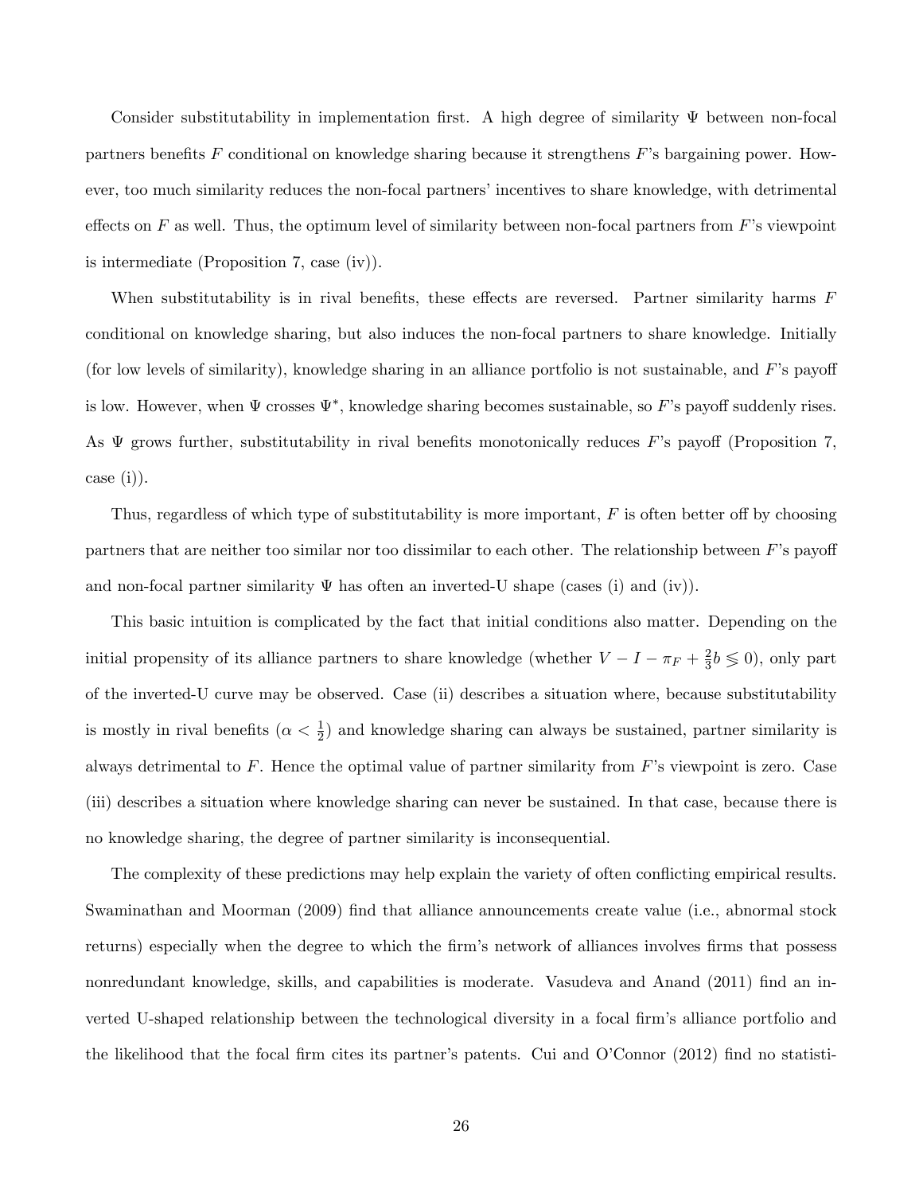Consider substitutability in implementation first. A high degree of similarity $\Psi$ between non-focal partners benefits $F$ conditional on knowledge sharing because it strengthens $F$'s bargaining power. However, too much similarity reduces the non-focal partners' incentives to share knowledge, with detrimental effects on $F$ as well. Thus, the optimum level of similarity between non-focal partners from $F$'s viewpoint is intermediate (Proposition 7, case (iv)).

When substitutability is in rival benefits, these effects are reversed. Partner similarity harms $F$ conditional on knowledge sharing, but also induces the non-focal partners to share knowledge. Initially (for low levels of similarity), knowledge sharing in an alliance portfolio is not sustainable, and $F$'s payoff is low. However, when $\Psi$ crosses $\Psi^*$, knowledge sharing becomes sustainable, so $F$'s payoff suddenly rises. As $\Psi$ grows further, substitutability in rival benefits monotonically reduces $F$'s payoff (Proposition 7, case (i)).

Thus, regardless of which type of substitutability is more important, $F$ is often better off by choosing partners that are neither too similar nor too dissimilar to each other. The relationship between $F$'s payoff and non-focal partner similarity $\Psi$ has often an inverted-U shape (cases (i) and (iv)).

This basic intuition is complicated by the fact that initial conditions also matter. Depending on the initial propensity of its alliance partners to share knowledge (whether $V - I - \pi_F + \frac{2}{3}b \lesseqgtr 0$), only part of the inverted-U curve may be observed. Case (ii) describes a situation where, because substitutability is mostly in rival benefits ($\alpha < \frac{1}{2}$) and knowledge sharing can always be sustained, partner similarity is always detrimental to $F$. Hence the optimal value of partner similarity from $F$'s viewpoint is zero. Case (iii) describes a situation where knowledge sharing can never be sustained. In that case, because there is no knowledge sharing, the degree of partner similarity is inconsequential.

The complexity of these predictions may help explain the variety of often conflicting empirical results. Swaminathan and Moorman (2009) find that alliance announcements create value (i.e., abnormal stock returns) especially when the degree to which the firm's network of alliances involves firms that possess nonredundant knowledge, skills, and capabilities is moderate. Vasudeva and Anand (2011) find an inverted U-shaped relationship between the technological diversity in a focal firm's alliance portfolio and the likelihood that the focal firm cites its partner's patents. Cui and O'Connor (2012) find no statisti-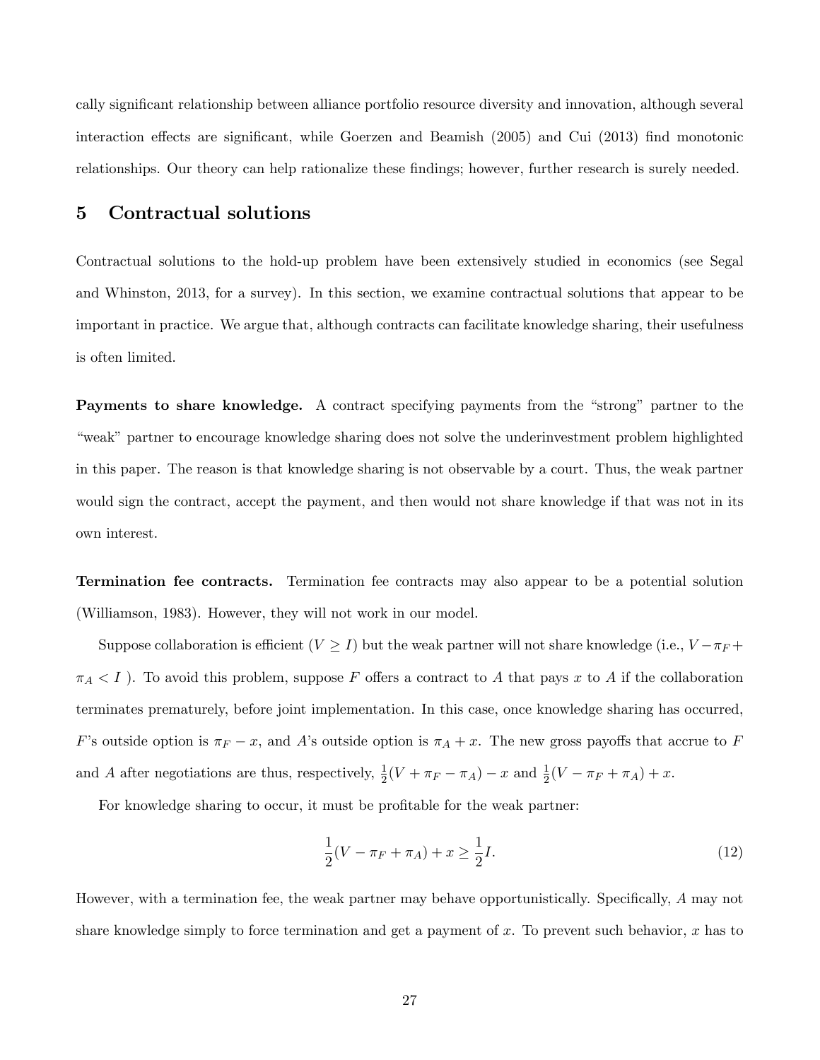cally significant relationship between alliance portfolio resource diversity and innovation, although several interaction effects are significant, while Goerzen and Beamish (2005) and Cui (2013) find monotonic relationships. Our theory can help rationalize these findings; however, further research is surely needed.

## 5 Contractual solutions

Contractual solutions to the hold-up problem have been extensively studied in economics (see Segal and Whinston, 2013, for a survey). In this section, we examine contractual solutions that appear to be important in practice. We argue that, although contracts can facilitate knowledge sharing, their usefulness is often limited.

**Payments to share knowledge.** A contract specifying payments from the "strong" partner to the "weak" partner to encourage knowledge sharing does not solve the underinvestment problem highlighted in this paper. The reason is that knowledge sharing is not observable by a court. Thus, the weak partner would sign the contract, accept the payment, and then would not share knowledge if that was not in its own interest.

**Termination fee contracts.** Termination fee contracts may also appear to be a potential solution (Williamson, 1983). However, they will not work in our model.

Suppose collaboration is efficient ($V \geq I$) but the weak partner will not share knowledge (i.e., $V - \pi_F + \pi_A < I$ ). To avoid this problem, suppose $F$ offers a contract to $A$ that pays $x$ to $A$ if the collaboration terminates prematurely, before joint implementation. In this case, once knowledge sharing has occurred, $F$'s outside option is $\pi_F - x$, and $A$'s outside option is $\pi_A + x$. The new gross payoffs that accrue to $F$ and $A$ after negotiations are thus, respectively, $\frac{1}{2}(V + \pi_F - \pi_A) - x$ and $\frac{1}{2}(V - \pi_F + \pi_A) + x$.

For knowledge sharing to occur, it must be profitable for the weak partner:

$$\frac{1}{2}(V - \pi_F + \pi_A) + x \geq \frac{1}{2}I. \tag{12}$$

However, with a termination fee, the weak partner may behave opportunistically. Specifically, $A$ may not share knowledge simply to force termination and get a payment of $x$. To prevent such behavior, $x$ has to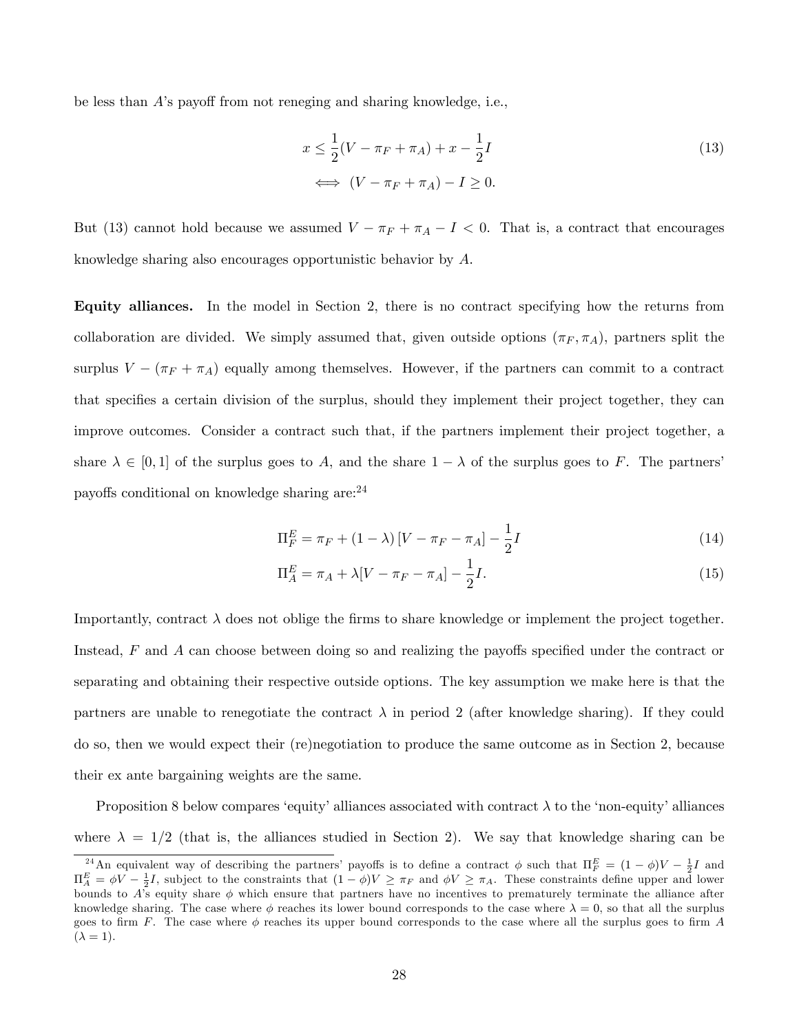be less than $A$'s payoff from not reneging and sharing knowledge, i.e.,

$$
\begin{aligned}
x &\leq \frac{1}{2}(V - \pi_F + \pi_A) + x - \frac{1}{2}I \\
&\iff (V - \pi_F + \pi_A) - I \geq 0.
\end{aligned}
\tag{13}
$$

But (13) cannot hold because we assumed $V - \pi_F + \pi_A - I < 0$. That is, a contract that encourages knowledge sharing also encourages opportunistic behavior by $A$.

**Equity alliances.** In the model in Section 2, there is no contract specifying how the returns from collaboration are divided. We simply assumed that, given outside options $(\pi_F, \pi_A)$, partners split the surplus $V - (\pi_F + \pi_A)$ equally among themselves. However, if the partners can commit to a contract that specifies a certain division of the surplus, should they implement their project together, they can improve outcomes. Consider a contract such that, if the partners implement their project together, a share $\lambda \in [0, 1]$ of the surplus goes to $A$, and the share $1 - \lambda$ of the surplus goes to $F$. The partners' payoffs conditional on knowledge sharing are:[24]

$$
\Pi_F^E = \pi_F + (1 - \lambda)\left[V - \pi_F - \pi_A\right] - \frac{1}{2}I \tag{14}
$$

$$
\Pi_A^E = \pi_A + \lambda[V - \pi_F - \pi_A] - \frac{1}{2}I. \tag{15}
$$

Importantly, contract $\lambda$ does not oblige the firms to share knowledge or implement the project together. Instead, $F$ and $A$ can choose between doing so and realizing the payoffs specified under the contract or separating and obtaining their respective outside options. The key assumption we make here is that the partners are unable to renegotiate the contract $\lambda$ in period 2 (after knowledge sharing). If they could do so, then we would expect their (re)negotiation to produce the same outcome as in Section 2, because their ex ante bargaining weights are the same.

Proposition 8 below compares 'equity' alliances associated with contract $\lambda$ to the 'non-equity' alliances where $\lambda = 1/2$ (that is, the alliances studied in Section 2). We say that knowledge sharing can be

[24] An equivalent way of describing the partners' payoffs is to define a contract $\phi$ such that $\Pi_F^E = (1 - \phi)V - \frac{1}{2}I$ and $\Pi_A^E = \phi V - \frac{1}{2}I$, subject to the constraints that $(1 - \phi)V \geq \pi_F$ and $\phi V \geq \pi_A$. These constraints define upper and lower bounds to $A$'s equity share $\phi$ which ensure that partners have no incentives to prematurely terminate the alliance after knowledge sharing. The case where $\phi$ reaches its lower bound corresponds to the case where $\lambda = 0$, so that all the surplus goes to firm $F$. The case where $\phi$ reaches its upper bound corresponds to the case where all the surplus goes to firm $A$ ($\lambda = 1$).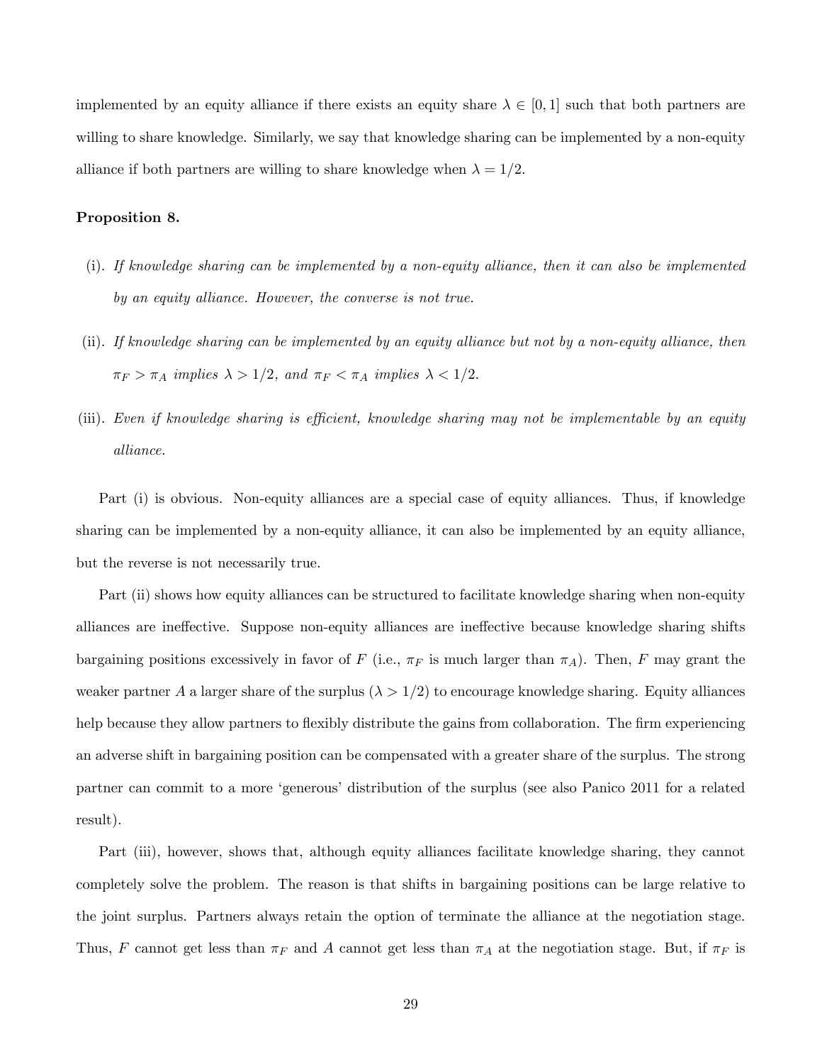implemented by an equity alliance if there exists an equity share $\lambda \in [0, 1]$ such that both partners are willing to share knowledge. Similarly, we say that knowledge sharing can be implemented by a non-equity alliance if both partners are willing to share knowledge when $\lambda = 1/2$.

**Proposition 8.**

(i). *If knowledge sharing can be implemented by a non-equity alliance, then it can also be implemented by an equity alliance. However, the converse is not true.*

(ii). *If knowledge sharing can be implemented by an equity alliance but not by a non-equity alliance, then $\pi_F > \pi_A$ implies $\lambda > 1/2$, and $\pi_F < \pi_A$ implies $\lambda < 1/2$.*

(iii). *Even if knowledge sharing is efficient, knowledge sharing may not be implementable by an equity alliance.*

Part (i) is obvious. Non-equity alliances are a special case of equity alliances. Thus, if knowledge sharing can be implemented by a non-equity alliance, it can also be implemented by an equity alliance, but the reverse is not necessarily true.

Part (ii) shows how equity alliances can be structured to facilitate knowledge sharing when non-equity alliances are ineffective. Suppose non-equity alliances are ineffective because knowledge sharing shifts bargaining positions excessively in favor of $F$ (i.e., $\pi_F$ is much larger than $\pi_A$). Then, $F$ may grant the weaker partner $A$ a larger share of the surplus ($\lambda > 1/2$) to encourage knowledge sharing. Equity alliances help because they allow partners to flexibly distribute the gains from collaboration. The firm experiencing an adverse shift in bargaining position can be compensated with a greater share of the surplus. The strong partner can commit to a more 'generous' distribution of the surplus (see also Panico 2011 for a related result).

Part (iii), however, shows that, although equity alliances facilitate knowledge sharing, they cannot completely solve the problem. The reason is that shifts in bargaining positions can be large relative to the joint surplus. Partners always retain the option of terminate the alliance at the negotiation stage. Thus, $F$ cannot get less than $\pi_F$ and $A$ cannot get less than $\pi_A$ at the negotiation stage. But, if $\pi_F$ is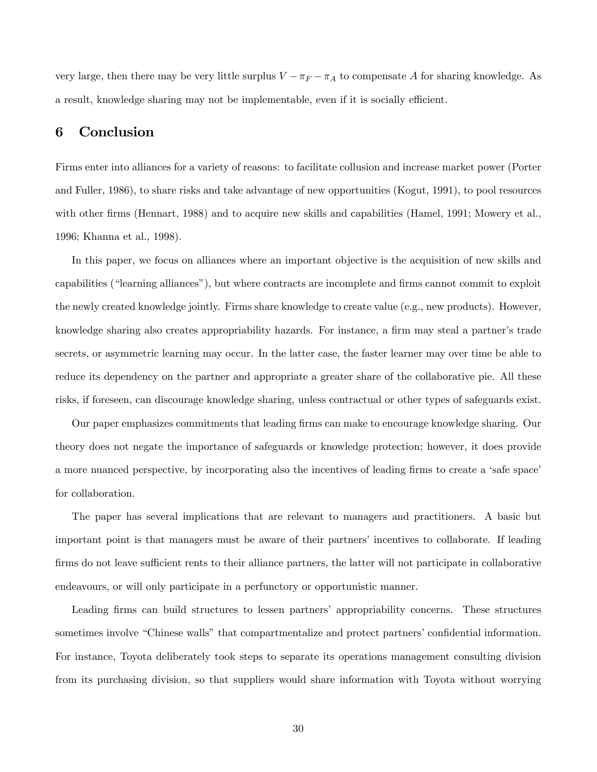very large, then there may be very little surplus $V - \pi_F - \pi_A$ to compensate $A$ for sharing knowledge. As a result, knowledge sharing may not be implementable, even if it is socially efficient.

## 6 Conclusion

Firms enter into alliances for a variety of reasons: to facilitate collusion and increase market power (Porter and Fuller, 1986), to share risks and take advantage of new opportunities (Kogut, 1991), to pool resources with other firms (Hennart, 1988) and to acquire new skills and capabilities (Hamel, 1991; Mowery et al., 1996; Khanna et al., 1998).

In this paper, we focus on alliances where an important objective is the acquisition of new skills and capabilities ("learning alliances"), but where contracts are incomplete and firms cannot commit to exploit the newly created knowledge jointly. Firms share knowledge to create value (e.g., new products). However, knowledge sharing also creates appropriability hazards. For instance, a firm may steal a partner's trade secrets, or asymmetric learning may occur. In the latter case, the faster learner may over time be able to reduce its dependency on the partner and appropriate a greater share of the collaborative pie. All these risks, if foreseen, can discourage knowledge sharing, unless contractual or other types of safeguards exist.

Our paper emphasizes commitments that leading firms can make to encourage knowledge sharing. Our theory does not negate the importance of safeguards or knowledge protection; however, it does provide a more nuanced perspective, by incorporating also the incentives of leading firms to create a 'safe space' for collaboration.

The paper has several implications that are relevant to managers and practitioners. A basic but important point is that managers must be aware of their partners' incentives to collaborate. If leading firms do not leave sufficient rents to their alliance partners, the latter will not participate in collaborative endeavours, or will only participate in a perfunctory or opportunistic manner.

Leading firms can build structures to lessen partners' appropriability concerns. These structures sometimes involve "Chinese walls" that compartmentalize and protect partners' confidential information. For instance, Toyota deliberately took steps to separate its operations management consulting division from its purchasing division, so that suppliers would share information with Toyota without worrying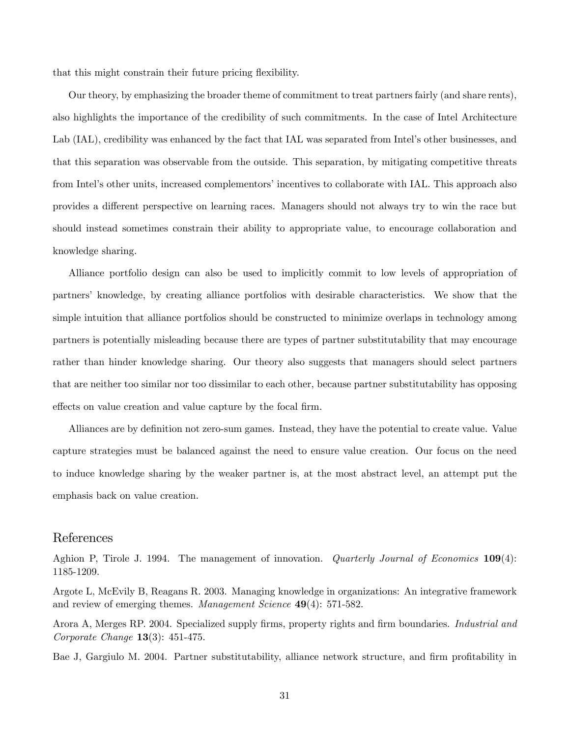that this might constrain their future pricing flexibility.

Our theory, by emphasizing the broader theme of commitment to treat partners fairly (and share rents), also highlights the importance of the credibility of such commitments. In the case of Intel Architecture Lab (IAL), credibility was enhanced by the fact that IAL was separated from Intel's other businesses, and that this separation was observable from the outside. This separation, by mitigating competitive threats from Intel's other units, increased complementors' incentives to collaborate with IAL. This approach also provides a different perspective on learning races. Managers should not always try to win the race but should instead sometimes constrain their ability to appropriate value, to encourage collaboration and knowledge sharing.

Alliance portfolio design can also be used to implicitly commit to low levels of appropriation of partners' knowledge, by creating alliance portfolios with desirable characteristics. We show that the simple intuition that alliance portfolios should be constructed to minimize overlaps in technology among partners is potentially misleading because there are types of partner substitutability that may encourage rather than hinder knowledge sharing. Our theory also suggests that managers should select partners that are neither too similar nor too dissimilar to each other, because partner substitutability has opposing effects on value creation and value capture by the focal firm.

Alliances are by definition not zero-sum games. Instead, they have the potential to create value. Value capture strategies must be balanced against the need to ensure value creation. Our focus on the need to induce knowledge sharing by the weaker partner is, at the most abstract level, an attempt put the emphasis back on value creation.

## References

Aghion P, Tirole J. 1994. The management of innovation. *Quarterly Journal of Economics* **109**(4): 1185-1209.

Argote L, McEvily B, Reagans R. 2003. Managing knowledge in organizations: An integrative framework and review of emerging themes. *Management Science* **49**(4): 571-582.

Arora A, Merges RP. 2004. Specialized supply firms, property rights and firm boundaries. *Industrial and Corporate Change* **13**(3): 451-475.

Bae J, Gargiulo M. 2004. Partner substitutability, alliance network structure, and firm profitability in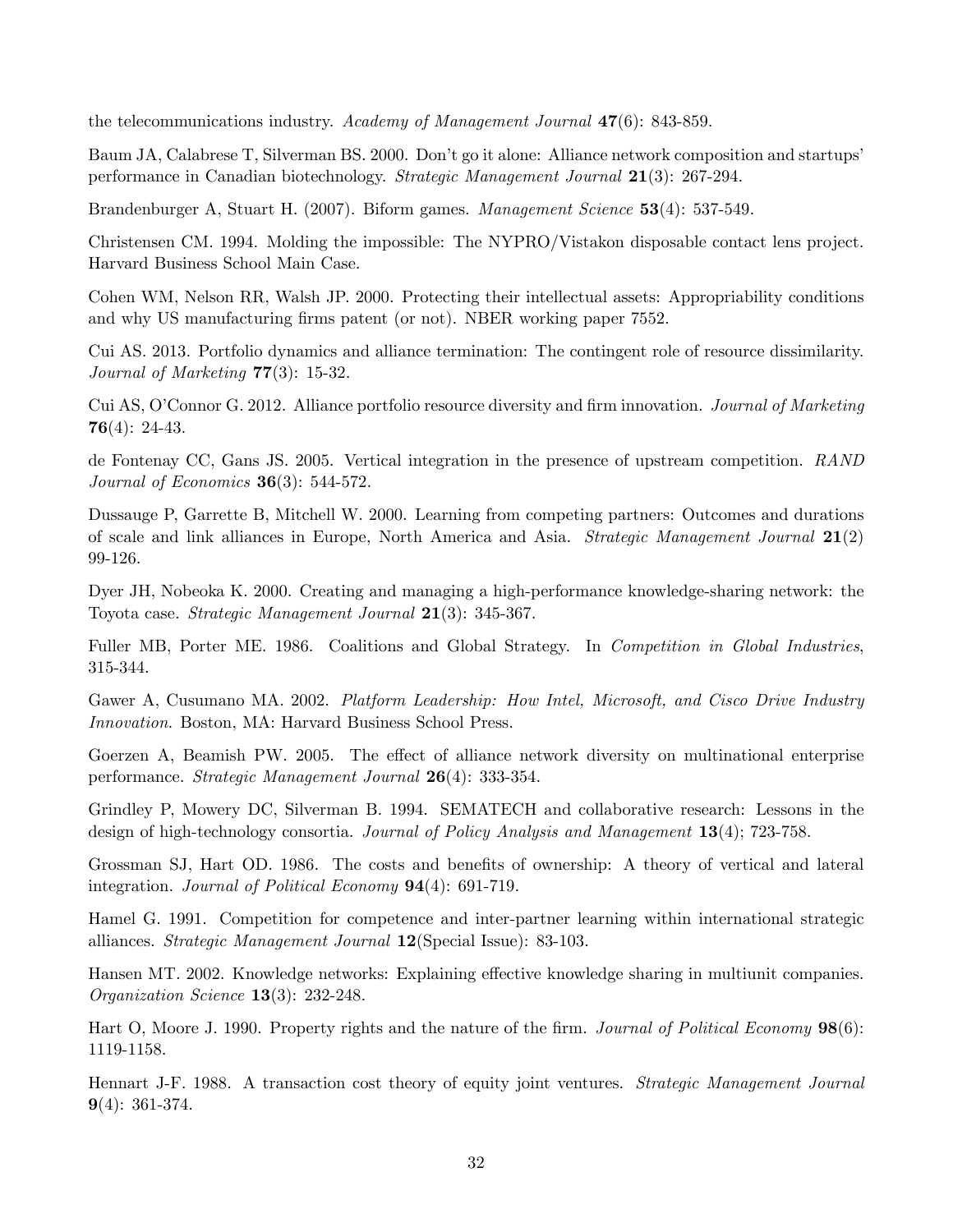the telecommunications industry. *Academy of Management Journal* **47**(6): 843-859.

Baum JA, Calabrese T, Silverman BS. 2000. Don't go it alone: Alliance network composition and startups' performance in Canadian biotechnology. *Strategic Management Journal* **21**(3): 267-294.

Brandenburger A, Stuart H. (2007). Biform games. *Management Science* **53**(4): 537-549.

Christensen CM. 1994. Molding the impossible: The NYPRO/Vistakon disposable contact lens project. Harvard Business School Main Case.

Cohen WM, Nelson RR, Walsh JP. 2000. Protecting their intellectual assets: Appropriability conditions and why US manufacturing firms patent (or not). NBER working paper 7552.

Cui AS. 2013. Portfolio dynamics and alliance termination: The contingent role of resource dissimilarity. *Journal of Marketing* **77**(3): 15-32.

Cui AS, O'Connor G. 2012. Alliance portfolio resource diversity and firm innovation. *Journal of Marketing* **76**(4): 24-43.

de Fontenay CC, Gans JS. 2005. Vertical integration in the presence of upstream competition. *RAND Journal of Economics* **36**(3): 544-572.

Dussauge P, Garrette B, Mitchell W. 2000. Learning from competing partners: Outcomes and durations of scale and link alliances in Europe, North America and Asia. *Strategic Management Journal* **21**(2) 99-126.

Dyer JH, Nobeoka K. 2000. Creating and managing a high-performance knowledge-sharing network: the Toyota case. *Strategic Management Journal* **21**(3): 345-367.

Fuller MB, Porter ME. 1986. Coalitions and Global Strategy. In *Competition in Global Industries*, 315-344.

Gawer A, Cusumano MA. 2002. *Platform Leadership: How Intel, Microsoft, and Cisco Drive Industry Innovation*. Boston, MA: Harvard Business School Press.

Goerzen A, Beamish PW. 2005. The effect of alliance network diversity on multinational enterprise performance. *Strategic Management Journal* **26**(4): 333-354.

Grindley P, Mowery DC, Silverman B. 1994. SEMATECH and collaborative research: Lessons in the design of high-technology consortia. *Journal of Policy Analysis and Management* **13**(4); 723-758.

Grossman SJ, Hart OD. 1986. The costs and benefits of ownership: A theory of vertical and lateral integration. *Journal of Political Economy* **94**(4): 691-719.

Hamel G. 1991. Competition for competence and inter-partner learning within international strategic alliances. *Strategic Management Journal* **12**(Special Issue): 83-103.

Hansen MT. 2002. Knowledge networks: Explaining effective knowledge sharing in multiunit companies. *Organization Science* **13**(3): 232-248.

Hart O, Moore J. 1990. Property rights and the nature of the firm. *Journal of Political Economy* **98**(6): 1119-1158.

Hennart J-F. 1988. A transaction cost theory of equity joint ventures. *Strategic Management Journal* **9**(4): 361-374.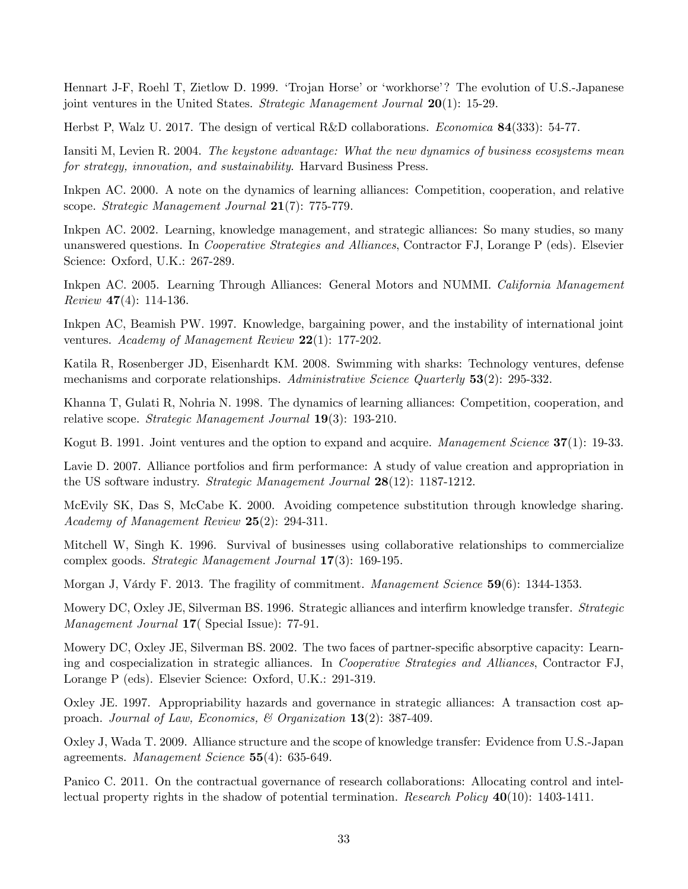Hennart J-F, Roehl T, Zietlow D. 1999. 'Trojan Horse' or 'workhorse'? The evolution of U.S.-Japanese joint ventures in the United States. *Strategic Management Journal* **20**(1): 15-29.

Herbst P, Walz U. 2017. The design of vertical R&D collaborations. *Economica* **84**(333): 54-77.

Iansiti M, Levien R. 2004. *The keystone advantage: What the new dynamics of business ecosystems mean for strategy, innovation, and sustainability*. Harvard Business Press.

Inkpen AC. 2000. A note on the dynamics of learning alliances: Competition, cooperation, and relative scope. *Strategic Management Journal* **21**(7): 775-779.

Inkpen AC. 2002. Learning, knowledge management, and strategic alliances: So many studies, so many unanswered questions. In *Cooperative Strategies and Alliances*, Contractor FJ, Lorange P (eds). Elsevier Science: Oxford, U.K.: 267-289.

Inkpen AC. 2005. Learning Through Alliances: General Motors and NUMMI. *California Management Review* **47**(4): 114-136.

Inkpen AC, Beamish PW. 1997. Knowledge, bargaining power, and the instability of international joint ventures. *Academy of Management Review* **22**(1): 177-202.

Katila R, Rosenberger JD, Eisenhardt KM. 2008. Swimming with sharks: Technology ventures, defense mechanisms and corporate relationships. *Administrative Science Quarterly* **53**(2): 295-332.

Khanna T, Gulati R, Nohria N. 1998. The dynamics of learning alliances: Competition, cooperation, and relative scope. *Strategic Management Journal* **19**(3): 193-210.

Kogut B. 1991. Joint ventures and the option to expand and acquire. *Management Science* **37**(1): 19-33.

Lavie D. 2007. Alliance portfolios and firm performance: A study of value creation and appropriation in the US software industry. *Strategic Management Journal* **28**(12): 1187-1212.

McEvily SK, Das S, McCabe K. 2000. Avoiding competence substitution through knowledge sharing. *Academy of Management Review* **25**(2): 294-311.

Mitchell W, Singh K. 1996. Survival of businesses using collaborative relationships to commercialize complex goods. *Strategic Management Journal* **17**(3): 169-195.

Morgan J, Várdy F. 2013. The fragility of commitment. *Management Science* **59**(6): 1344-1353.

Mowery DC, Oxley JE, Silverman BS. 1996. Strategic alliances and interfirm knowledge transfer. *Strategic Management Journal* **17**( Special Issue): 77-91.

Mowery DC, Oxley JE, Silverman BS. 2002. The two faces of partner-specific absorptive capacity: Learning and cospecialization in strategic alliances. In *Cooperative Strategies and Alliances*, Contractor FJ, Lorange P (eds). Elsevier Science: Oxford, U.K.: 291-319.

Oxley JE. 1997. Appropriability hazards and governance in strategic alliances: A transaction cost approach. *Journal of Law, Economics, & Organization* **13**(2): 387-409.

Oxley J, Wada T. 2009. Alliance structure and the scope of knowledge transfer: Evidence from U.S.-Japan agreements. *Management Science* **55**(4): 635-649.

Panico C. 2011. On the contractual governance of research collaborations: Allocating control and intellectual property rights in the shadow of potential termination. *Research Policy* **40**(10): 1403-1411.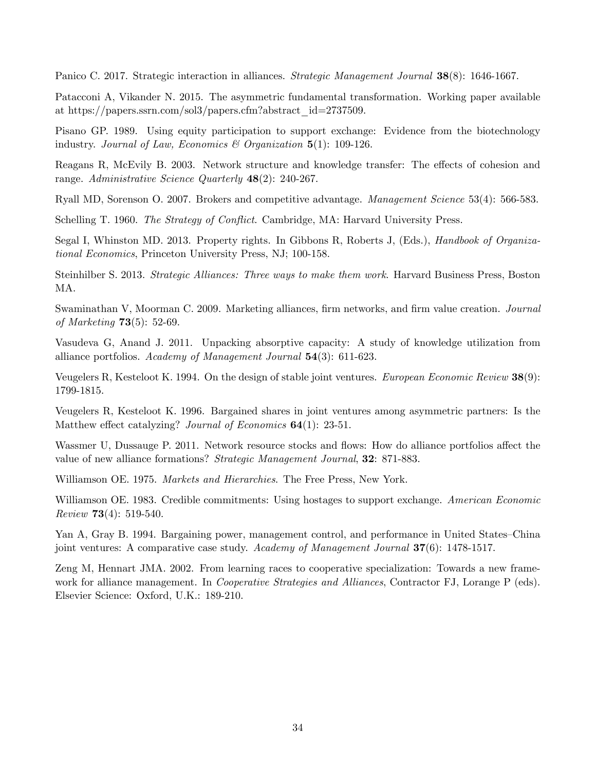Panico C. 2017. Strategic interaction in alliances. *Strategic Management Journal* **38**(8): 1646-1667.

Patacconi A, Vikander N. 2015. The asymmetric fundamental transformation. Working paper available at https://papers.ssrn.com/sol3/papers.cfm?abstract_id=2737509.

Pisano GP. 1989. Using equity participation to support exchange: Evidence from the biotechnology industry. *Journal of Law, Economics & Organization* **5**(1): 109-126.

Reagans R, McEvily B. 2003. Network structure and knowledge transfer: The effects of cohesion and range. *Administrative Science Quarterly* **48**(2): 240-267.

Ryall MD, Sorenson O. 2007. Brokers and competitive advantage. *Management Science* 53(4): 566-583.

Schelling T. 1960. *The Strategy of Conflict*. Cambridge, MA: Harvard University Press.

Segal I, Whinston MD. 2013. Property rights. In Gibbons R, Roberts J, (Eds.), *Handbook of Organizational Economics*, Princeton University Press, NJ; 100-158.

Steinhilber S. 2013. *Strategic Alliances: Three ways to make them work*. Harvard Business Press, Boston MA.

Swaminathan V, Moorman C. 2009. Marketing alliances, firm networks, and firm value creation. *Journal of Marketing* **73**(5): 52-69.

Vasudeva G, Anand J. 2011. Unpacking absorptive capacity: A study of knowledge utilization from alliance portfolios. *Academy of Management Journal* **54**(3): 611-623.

Veugelers R, Kesteloot K. 1994. On the design of stable joint ventures. *European Economic Review* **38**(9): 1799-1815.

Veugelers R, Kesteloot K. 1996. Bargained shares in joint ventures among asymmetric partners: Is the Matthew effect catalyzing? *Journal of Economics* **64**(1): 23-51.

Wassmer U, Dussauge P. 2011. Network resource stocks and flows: How do alliance portfolios affect the value of new alliance formations? *Strategic Management Journal*, **32**: 871-883.

Williamson OE. 1975. *Markets and Hierarchies*. The Free Press, New York.

Williamson OE. 1983. Credible commitments: Using hostages to support exchange. *American Economic Review* **73**(4): 519-540.

Yan A, Gray B. 1994. Bargaining power, management control, and performance in United States–China joint ventures: A comparative case study. *Academy of Management Journal* **37**(6): 1478-1517.

Zeng M, Hennart JMA. 2002. From learning races to cooperative specialization: Towards a new framework for alliance management. In *Cooperative Strategies and Alliances*, Contractor FJ, Lorange P (eds). Elsevier Science: Oxford, U.K.: 189-210.